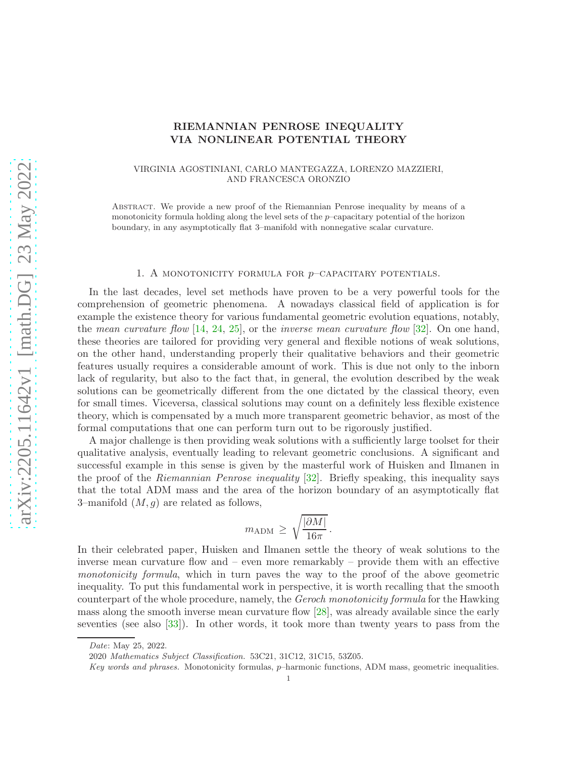# RIEMANNIAN PENROSE INEQUALITY VIA NONLINEAR POTENTIAL THEORY

VIRGINIA AGOSTINIANI, CARLO MANTEGAZZA, LORENZO MAZZIERI, AND FRANCESCA ORONZIO

Abstract. We provide a new proof of the Riemannian Penrose inequality by means of a monotonicity formula holding along the level sets of the $p$–capacitary potential of the horizon boundary, in any asymptotically flat 3–manifold with nonnegative scalar curvature.

## 1. A monotonicity formula for $p$–capacitary potentials.

In the last decades, level set methods have proven to be a very powerful tools for the comprehension of geometric phenomena. A nowadays classical field of application is for example the existence theory for various fundamental geometric evolution equations, notably, the *mean curvature flow* [14, 24, 25], or the *inverse mean curvature flow* [32]. On one hand, these theories are tailored for providing very general and flexible notions of weak solutions, on the other hand, understanding properly their qualitative behaviors and their geometric features usually requires a considerable amount of work. This is due not only to the inborn lack of regularity, but also to the fact that, in general, the evolution described by the weak solutions can be geometrically different from the one dictated by the classical theory, even for small times. Viceversa, classical solutions may count on a definitely less flexible existence theory, which is compensated by a much more transparent geometric behavior, as most of the formal computations that one can perform turn out to be rigorously justified.

A major challenge is then providing weak solutions with a sufficiently large toolset for their qualitative analysis, eventually leading to relevant geometric conclusions. A significant and successful example in this sense is given by the masterful work of Huisken and Ilmanen in the proof of the *Riemannian Penrose inequality* [32]. Briefly speaking, this inequality says that the total ADM mass and the area of the horizon boundary of an asymptotically flat 3–manifold $(M, g)$ are related as follows,

$$m_{\mathrm{ADM}} \geq \sqrt{\frac{|\partial M|}{16\pi}}\,.$$

In their celebrated paper, Huisken and Ilmanen settle the theory of weak solutions to the inverse mean curvature flow and – even more remarkably – provide them with an effective *monotonicity formula*, which in turn paves the way to the proof of the above geometric inequality. To put this fundamental work in perspective, it is worth recalling that the smooth counterpart of the whole procedure, namely, the *Geroch monotonicity formula* for the Hawking mass along the smooth inverse mean curvature flow [28], was already available since the early seventies (see also [33]). In other words, it took more than twenty years to pass from the

*Date*: May 25, 2022.

2020 *Mathematics Subject Classification.* 53C21, 31C12, 31C15, 53Z05.

*Key words and phrases.* Monotonicity formulas, $p$–harmonic functions, ADM mass, geometric inequalities.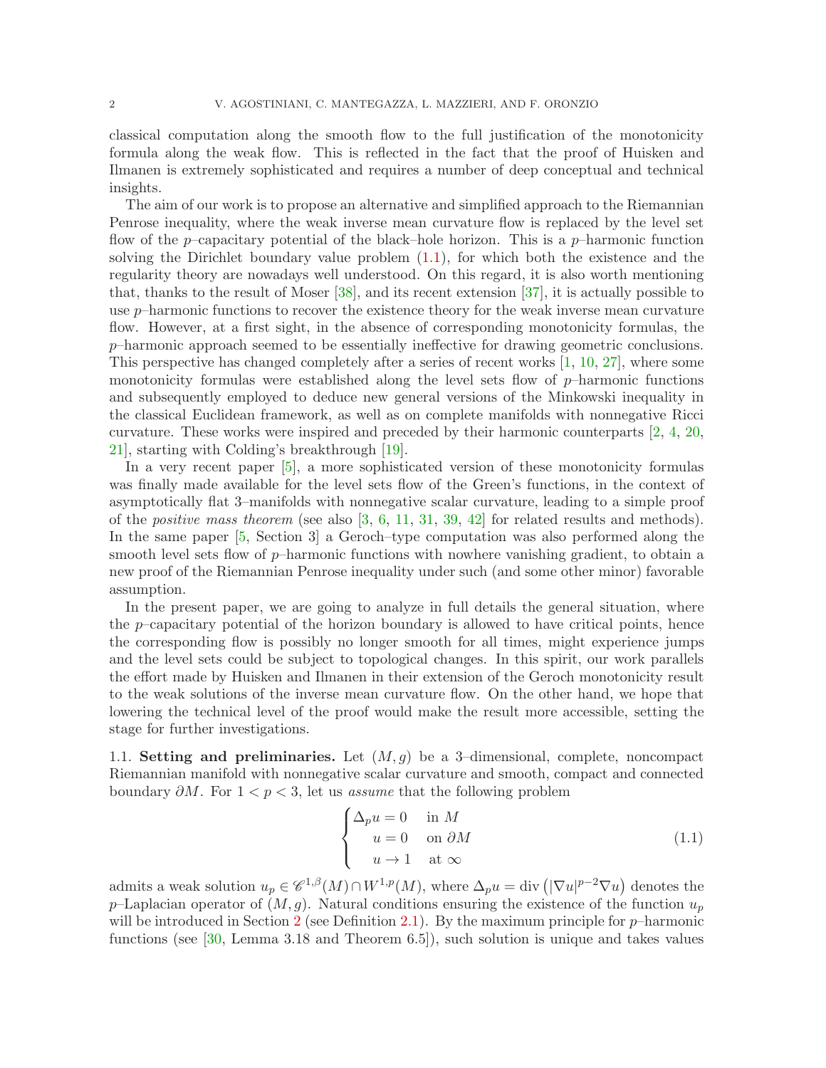classical computation along the smooth flow to the full justification of the monotonicity formula along the weak flow. This is reflected in the fact that the proof of Huisken and Ilmanen is extremely sophisticated and requires a number of deep conceptual and technical insights.

The aim of our work is to propose an alternative and simplified approach to the Riemannian Penrose inequality, where the weak inverse mean curvature flow is replaced by the level set flow of the $p$–capacitary potential of the black–hole horizon. This is a $p$–harmonic function solving the Dirichlet boundary value problem (1.1), for which both the existence and the regularity theory are nowadays well understood. On this regard, it is also worth mentioning that, thanks to the result of Moser [38], and its recent extension [37], it is actually possible to use $p$–harmonic functions to recover the existence theory for the weak inverse mean curvature flow. However, at a first sight, in the absence of corresponding monotonicity formulas, the $p$–harmonic approach seemed to be essentially ineffective for drawing geometric conclusions. This perspective has changed completely after a series of recent works [1, 10, 27], where some monotonicity formulas were established along the level sets flow of $p$–harmonic functions and subsequently employed to deduce new general versions of the Minkowski inequality in the classical Euclidean framework, as well as on complete manifolds with nonnegative Ricci curvature. These works were inspired and preceded by their harmonic counterparts [2, 4, 20, 21], starting with Colding's breakthrough [19].

In a very recent paper [5], a more sophisticated version of these monotonicity formulas was finally made available for the level sets flow of the Green's functions, in the context of asymptotically flat 3–manifolds with nonnegative scalar curvature, leading to a simple proof of the *positive mass theorem* (see also [3, 6, 11, 31, 39, 42] for related results and methods). In the same paper [5, Section 3] a Geroch–type computation was also performed along the smooth level sets flow of $p$–harmonic functions with nowhere vanishing gradient, to obtain a new proof of the Riemannian Penrose inequality under such (and some other minor) favorable assumption.

In the present paper, we are going to analyze in full details the general situation, where the $p$–capacitary potential of the horizon boundary is allowed to have critical points, hence the corresponding flow is possibly no longer smooth for all times, might experience jumps and the level sets could be subject to topological changes. In this spirit, our work parallels the effort made by Huisken and Ilmanen in their extension of the Geroch monotonicity result to the weak solutions of the inverse mean curvature flow. On the other hand, we hope that lowering the technical level of the proof would make the result more accessible, setting the stage for further investigations.

**1.1. Setting and preliminaries.** Let $(M, g)$ be a 3–dimensional, complete, noncompact Riemannian manifold with nonnegative scalar curvature and smooth, compact and connected boundary $\partial M$. For $1 < p < 3$, let us *assume* that the following problem

$$
\begin{cases}
\Delta_p u = 0 & \text{in } M \\
u = 0 & \text{on } \partial M \\
u \to 1 & \text{at } \infty
\end{cases}
\tag{1.1}
$$

admits a weak solution $u_p \in \mathscr{C}^{1,\beta}(M) \cap W^{1,p}(M)$, where $\Delta_p u = \operatorname{div}\left(|\nabla u|^{p-2}\nabla u\right)$ denotes the $p$–Laplacian operator of $(M, g)$. Natural conditions ensuring the existence of the function $u_p$ will be introduced in Section 2 (see Definition 2.1). By the maximum principle for $p$–harmonic functions (see [30, Lemma 3.18 and Theorem 6.5]), such solution is unique and takes values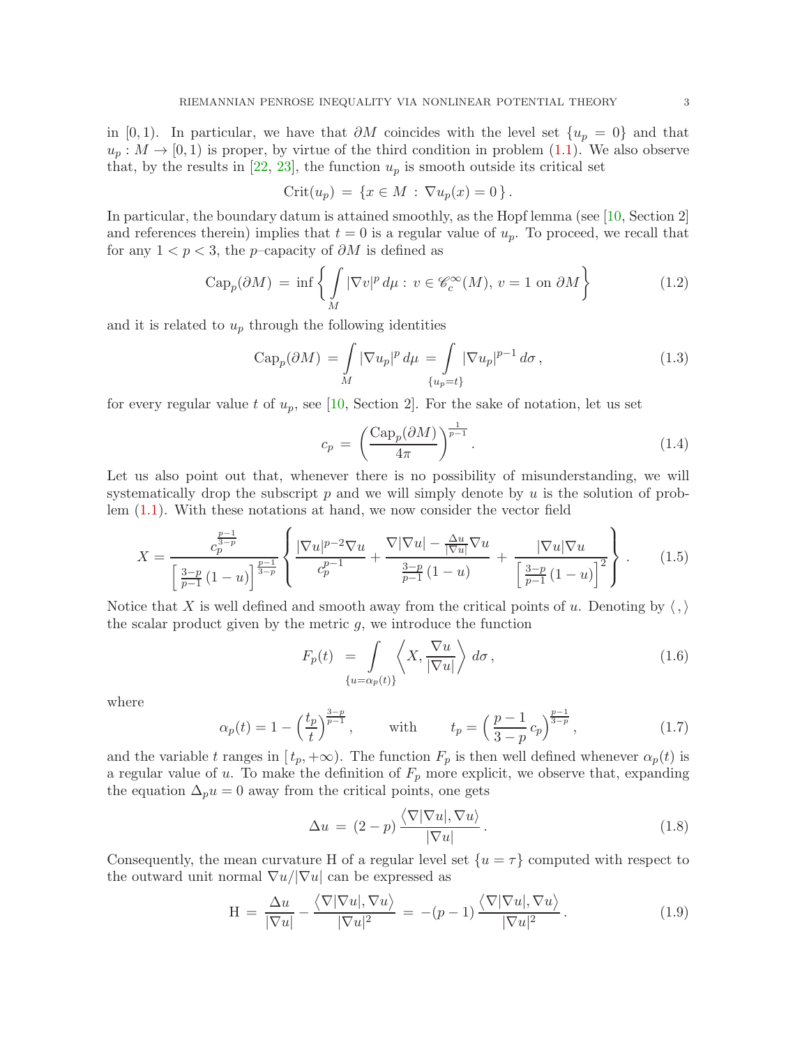in $[0, 1)$. In particular, we have that $\partial M$ coincides with the level set $\{u_p = 0\}$ and that $u_p : M \to [0, 1)$ is proper, by virtue of the third condition in problem (1.1). We also observe that, by the results in [22, 23], the function $u_p$ is smooth outside its critical set

$$\mathrm{Crit}(u_p) \,=\, \{x \in M \,:\, \nabla u_p(x) = 0\,\}\,.$$

In particular, the boundary datum is attained smoothly, as the Hopf lemma (see [10, Section 2] and references therein) implies that $t = 0$ is a regular value of $u_p$. To proceed, we recall that for any $1 < p < 3$, the $p$–capacity of $\partial M$ is defined as

$$\mathrm{Cap}_p(\partial M) \,=\, \inf\left\{ \int\limits_M |\nabla v|^p \, d\mu \,:\, v \in \mathscr{C}^\infty_c(M),\, v = 1 \text{ on } \partial M \right\} \tag{1.2}$$

and it is related to $u_p$ through the following identities

$$\mathrm{Cap}_p(\partial M) \,=\, \int\limits_M |\nabla u_p|^p \, d\mu \,=\, \int\limits_{\{u_p = t\}} |\nabla u_p|^{p-1} \, d\sigma \,, \tag{1.3}$$

for every regular value $t$ of $u_p$, see [10, Section 2]. For the sake of notation, let us set

$$c_p \,=\, \left( \frac{\mathrm{Cap}_p(\partial M)}{4\pi} \right)^{\frac{1}{p-1}}. \tag{1.4}$$

Let us also point out that, whenever there is no possibility of misunderstanding, we will systematically drop the subscript $p$ and we will simply denote by $u$ is the solution of problem (1.1). With these notations at hand, we now consider the vector field

$$X = \frac{c_p^{\frac{p-1}{3-p}}}{\left[\frac{3-p}{p-1}\,(1-u)\right]^{\frac{p-1}{3-p}}} \left\{ \frac{|\nabla u|^{p-2}\nabla u}{c_p^{p-1}} + \frac{\nabla|\nabla u| - \frac{\Delta u}{|\nabla u|}\nabla u}{\frac{3-p}{p-1}\,(1-u)} \,+\, \frac{|\nabla u|\nabla u}{\left[\frac{3-p}{p-1}\,(1-u)\right]^2} \right\}. \tag{1.5}$$

Notice that $X$ is well defined and smooth away from the critical points of $u$. Denoting by $\langle \,,\rangle$ the scalar product given by the metric $g$, we introduce the function

$$F_p(t) \;\;=\, \int\limits_{\{u = \alpha_p(t)\}} \left\langle X, \frac{\nabla u}{|\nabla u|} \right\rangle d\sigma \,, \tag{1.6}$$

where

$$\alpha_p(t) = 1 - \left(\frac{t_p}{t}\right)^{\frac{3-p}{p-1}}, \qquad \text{with} \qquad t_p = \left(\frac{p-1}{3-p}\,c_p\right)^{\frac{p-1}{3-p}}, \tag{1.7}$$

and the variable $t$ ranges in $[\,t_p, +\infty)$. The function $F_p$ is then well defined whenever $\alpha_p(t)$ is a regular value of $u$. To make the definition of $F_p$ more explicit, we observe that, expanding the equation $\Delta_p u = 0$ away from the critical points, one gets

$$\Delta u \,=\, (2-p)\,\frac{\big\langle \nabla|\nabla u|, \nabla u \big\rangle}{|\nabla u|}\,. \tag{1.8}$$

Consequently, the mean curvature $\mathrm{H}$ of a regular level set $\{u = \tau\}$ computed with respect to the outward unit normal $\nabla u/|\nabla u|$ can be expressed as

$$\mathrm{H} \,=\, \frac{\Delta u}{|\nabla u|} - \frac{\big\langle \nabla|\nabla u|, \nabla u \big\rangle}{|\nabla u|^2} \,=\, -(p-1)\,\frac{\big\langle \nabla|\nabla u|, \nabla u \big\rangle}{|\nabla u|^2}\,. \tag{1.9}$$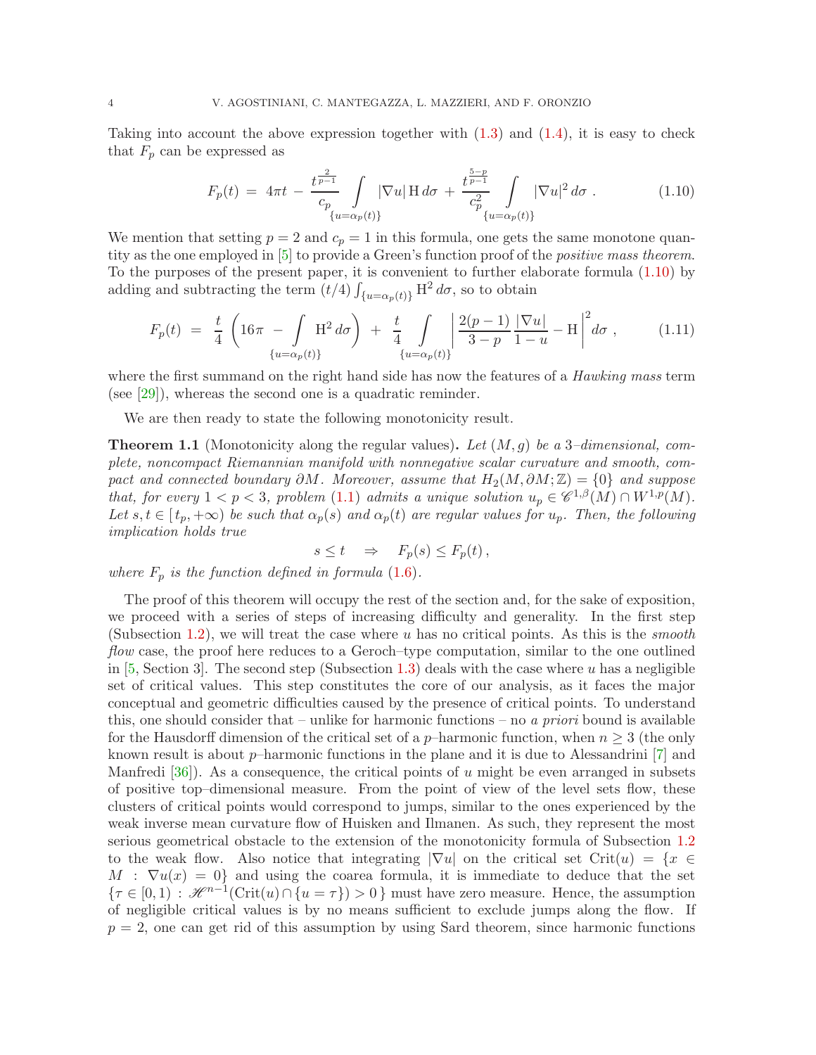Taking into account the above expression together with (1.3) and (1.4), it is easy to check that $F_p$ can be expressed as

$$F_p(t) \;=\; 4\pi t \;-\; \frac{t^{\frac{2}{p-1}}}{c_p} \int\limits_{\{u=\alpha_p(t)\}} |\nabla u| \, \mathrm{H} \, d\sigma \;+\; \frac{t^{\frac{5-p}{p-1}}}{c_p^2} \int\limits_{\{u=\alpha_p(t)\}} |\nabla u|^2 \, d\sigma \;. \tag{1.10}$$

We mention that setting $p = 2$ and $c_p = 1$ in this formula, one gets the same monotone quantity as the one employed in [5] to provide a Green's function proof of the *positive mass theorem*. To the purposes of the present paper, it is convenient to further elaborate formula (1.10) by adding and subtracting the term $(t/4) \int_{\{u=\alpha_p(t)\}} \mathrm{H}^2 \, d\sigma$, so to obtain

$$F_p(t) \;=\; \frac{t}{4} \left( 16\pi \;-\; \int\limits_{\{u=\alpha_p(t)\}} \mathrm{H}^2 \, d\sigma \right) \;+\; \frac{t}{4} \int\limits_{\{u=\alpha_p(t)\}} \left| \frac{2(p-1)}{3-p} \frac{|\nabla u|}{1-u} - \mathrm{H} \right|^2 d\sigma \;, \tag{1.11}$$

where the first summand on the right hand side has now the features of a *Hawking mass* term (see [29]), whereas the second one is a quadratic reminder.

We are then ready to state the following monotonicity result.

**Theorem 1.1** (Monotonicity along the regular values)**.** *Let $(M, g)$ be a 3–dimensional, complete, noncompact Riemannian manifold with nonnegative scalar curvature and smooth, compact and connected boundary $\partial M$. Moreover, assume that $H_2(M, \partial M; \mathbb{Z}) = \{0\}$ and suppose that, for every $1 < p < 3$, problem (1.1) admits a unique solution $u_p \in \mathscr{C}^{1,\beta}(M) \cap W^{1,p}(M)$. Let $s, t \in [\, t_p, +\infty)$ be such that $\alpha_p(s)$ and $\alpha_p(t)$ are regular values for $u_p$. Then, the following implication holds true*

$$s \leq t \quad \Rightarrow \quad F_p(s) \leq F_p(t) \,,$$

*where $F_p$ is the function defined in formula (1.6).*

The proof of this theorem will occupy the rest of the section and, for the sake of exposition, we proceed with a series of steps of increasing difficulty and generality. In the first step (Subsection 1.2), we will treat the case where $u$ has no critical points. As this is the *smooth flow* case, the proof here reduces to a Geroch–type computation, similar to the one outlined in [5, Section 3]. The second step (Subsection 1.3) deals with the case where $u$ has a negligible set of critical values. This step constitutes the core of our analysis, as it faces the major conceptual and geometric difficulties caused by the presence of critical points. To understand this, one should consider that – unlike for harmonic functions – no *a priori* bound is available for the Hausdorff dimension of the critical set of a $p$–harmonic function, when $n \geq 3$ (the only known result is about $p$–harmonic functions in the plane and it is due to Alessandrini [7] and Manfredi [36]). As a consequence, the critical points of $u$ might be even arranged in subsets of positive top–dimensional measure. From the point of view of the level sets flow, these clusters of critical points would correspond to jumps, similar to the ones experienced by the weak inverse mean curvature flow of Huisken and Ilmanen. As such, they represent the most serious geometrical obstacle to the extension of the monotonicity formula of Subsection 1.2 to the weak flow. Also notice that integrating $|\nabla u|$ on the critical set $\mathrm{Crit}(u) = \{x \in M \,:\, \nabla u(x) = 0\}$ and using the coarea formula, it is immediate to deduce that the set $\{\tau \in [0,1) \,:\, \mathscr{H}^{n-1}(\mathrm{Crit}(u) \cap \{u = \tau\}) > 0\,\}$ must have zero measure. Hence, the assumption of negligible critical values is by no means sufficient to exclude jumps along the flow. If $p = 2$, one can get rid of this assumption by using Sard theorem, since harmonic functions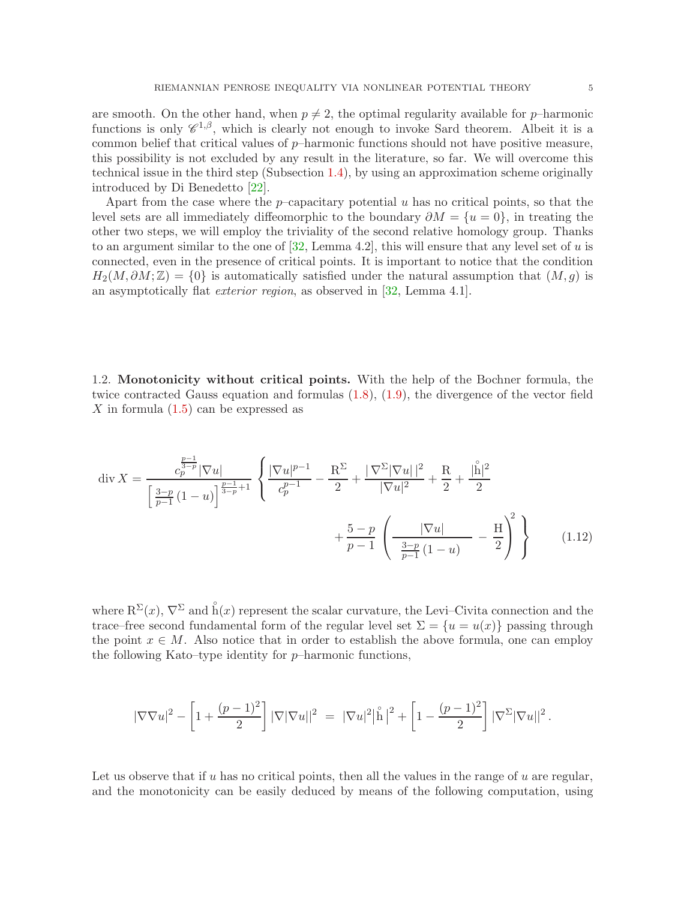are smooth. On the other hand, when $p \neq 2$, the optimal regularity available for $p$–harmonic functions is only $\mathscr{C}^{1,\beta}$, which is clearly not enough to invoke Sard theorem. Albeit it is a common belief that critical values of $p$–harmonic functions should not have positive measure, this possibility is not excluded by any result in the literature, so far. We will overcome this technical issue in the third step (Subsection 1.4), by using an approximation scheme originally introduced by Di Benedetto [22].

Apart from the case where the $p$–capacitary potential $u$ has no critical points, so that the level sets are all immediately diffeomorphic to the boundary $\partial M = \{u = 0\}$, in treating the other two steps, we will employ the triviality of the second relative homology group. Thanks to an argument similar to the one of [32, Lemma 4.2], this will ensure that any level set of $u$ is connected, even in the presence of critical points. It is important to notice that the condition $H_2(M, \partial M; \mathbb{Z}) = \{0\}$ is automatically satisfied under the natural assumption that $(M, g)$ is an asymptotically flat *exterior region*, as observed in [32, Lemma 4.1].

## 1.2. **Monotonicity without critical points.**

With the help of the Bochner formula, the twice contracted Gauss equation and formulas (1.8), (1.9), the divergence of the vector field $X$ in formula (1.5) can be expressed as

$$
\operatorname{div} X = \frac{c_p^{\frac{p-1}{3-p}} |\nabla u|}{\left[\frac{3-p}{p-1}(1-u)\right]^{\frac{p-1}{3-p}+1}} \left\{ \frac{|\nabla u|^{p-1}}{c_p^{p-1}} - \frac{\mathrm{R}^\Sigma}{2} + \frac{|\nabla^\Sigma |\nabla u||^2}{|\nabla u|^2} + \frac{\mathrm{R}}{2} + \frac{|\mathring{\mathrm{h}}|^2}{2} + \frac{5-p}{p-1}\left(\frac{|\nabla u|}{\frac{3-p}{p-1}(1-u)} - \frac{\mathrm{H}}{2}\right)^2 \right\} \tag{1.12}
$$

where $\mathrm{R}^\Sigma(x)$, $\nabla^\Sigma$ and $\mathring{\mathrm{h}}(x)$ represent the scalar curvature, the Levi–Civita connection and the trace–free second fundamental form of the regular level set $\Sigma = \{u = u(x)\}$ passing through the point $x \in M$. Also notice that in order to establish the above formula, one can employ the following Kato–type identity for $p$–harmonic functions,

$$
|\nabla\nabla u|^2 - \left[1 + \frac{(p-1)^2}{2}\right] |\nabla|\nabla u||^2 \;=\; |\nabla u|^2 \big|\mathring{\mathrm{h}}\big|^2 + \left[1 - \frac{(p-1)^2}{2}\right] |\nabla^\Sigma|\nabla u||^2 .
$$

Let us observe that if $u$ has no critical points, then all the values in the range of $u$ are regular, and the monotonicity can be easily deduced by means of the following computation, using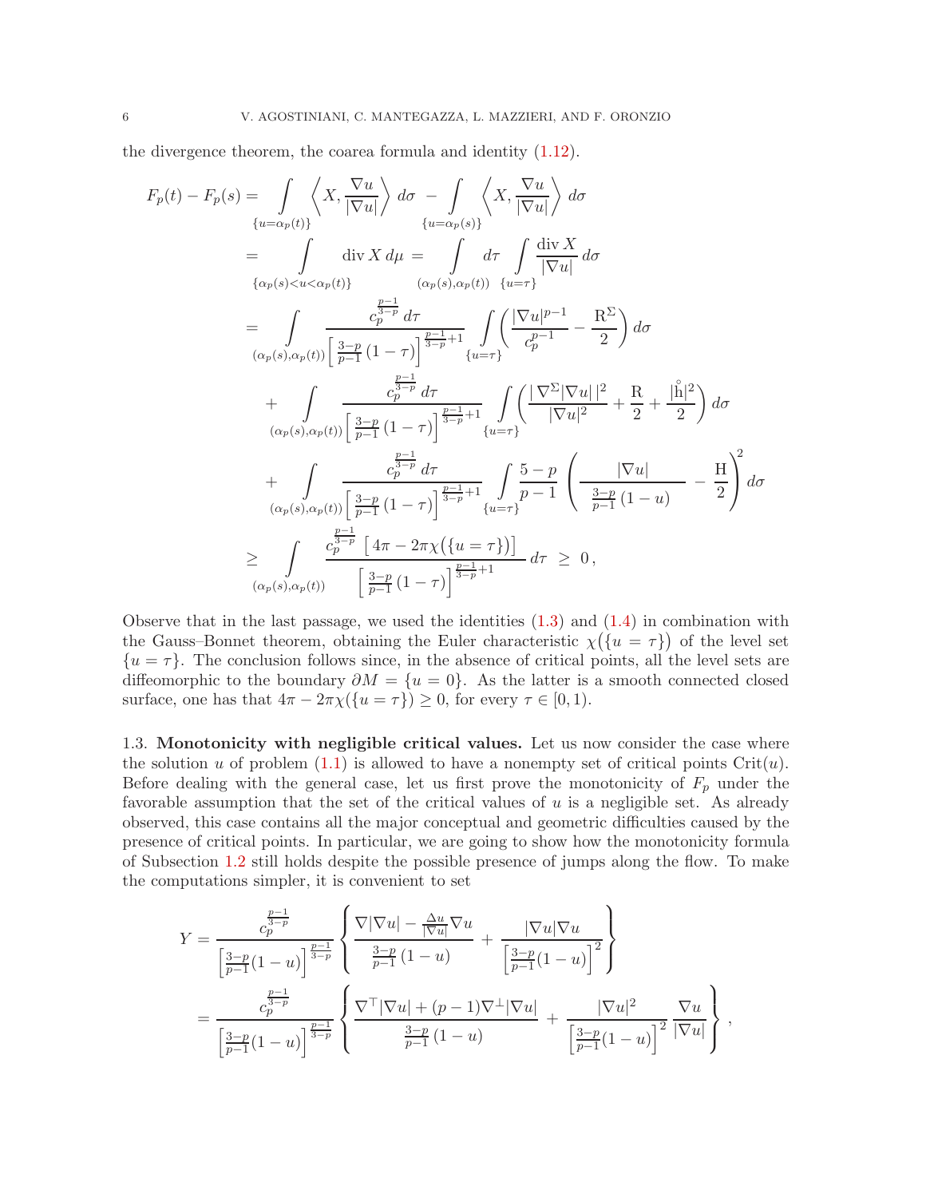the divergence theorem, the coarea formula and identity (1.12).

$$
\begin{aligned}
F_p(t) - F_p(s) &= \int\limits_{\{u=\alpha_p(t)\}} \left\langle X, \frac{\nabla u}{|\nabla u|} \right\rangle d\sigma \; - \int\limits_{\{u=\alpha_p(s)\}} \left\langle X, \frac{\nabla u}{|\nabla u|} \right\rangle d\sigma \\
&= \int\limits_{\{\alpha_p(s)<u<\alpha_p(t)\}} \operatorname{div} X \, d\mu \; = \int\limits_{(\alpha_p(s),\alpha_p(t))} d\tau \int\limits_{\{u=\tau\}} \frac{\operatorname{div} X}{|\nabla u|} \, d\sigma \\
&= \int\limits_{(\alpha_p(s),\alpha_p(t))} \frac{c_p^{\frac{p-1}{3-p}} \, d\tau}{\left[\frac{3-p}{p-1}(1-\tau)\right]^{\frac{p-1}{3-p}+1}} \int\limits_{\{u=\tau\}} \left( \frac{|\nabla u|^{p-1}}{c_p^{p-1}} - \frac{\mathrm{R}^\Sigma}{2} \right) d\sigma \\
&\quad + \int\limits_{(\alpha_p(s),\alpha_p(t))} \frac{c_p^{\frac{p-1}{3-p}} \, d\tau}{\left[\frac{3-p}{p-1}(1-\tau)\right]^{\frac{p-1}{3-p}+1}} \int\limits_{\{u=\tau\}} \left( \frac{|\nabla^\Sigma |\nabla u||^2}{|\nabla u|^2} + \frac{\mathrm{R}}{2} + \frac{|\mathring{\mathrm{h}}|^2}{2} \right) d\sigma \\
&\quad + \int\limits_{(\alpha_p(s),\alpha_p(t))} \frac{c_p^{\frac{p-1}{3-p}} \, d\tau}{\left[\frac{3-p}{p-1}(1-\tau)\right]^{\frac{p-1}{3-p}+1}} \int\limits_{\{u=\tau\}} \frac{5-p}{p-1} \left( \frac{|\nabla u|}{\frac{3-p}{p-1}(1-u)} - \frac{\mathrm{H}}{2} \right)^2 d\sigma \\
&\geq \int\limits_{(\alpha_p(s),\alpha_p(t))} \frac{c_p^{\frac{p-1}{3-p}} \left[4\pi - 2\pi\chi\big(\{u=\tau\}\big)\right]}{\left[\frac{3-p}{p-1}(1-\tau)\right]^{\frac{p-1}{3-p}+1}} \, d\tau \; \geq \; 0 \,,
\end{aligned}
$$

Observe that in the last passage, we used the identities (1.3) and (1.4) in combination with the Gauss–Bonnet theorem, obtaining the Euler characteristic $\chi\big(\{u=\tau\}\big)$ of the level set $\{u=\tau\}$. The conclusion follows since, in the absence of critical points, all the level sets are diffeomorphic to the boundary $\partial M = \{u=0\}$. As the latter is a smooth connected closed surface, one has that $4\pi - 2\pi\chi(\{u=\tau\}) \geq 0$, for every $\tau \in [0,1)$.

### 1.3. Monotonicity with negligible critical values.

Let us now consider the case where the solution $u$ of problem (1.1) is allowed to have a nonempty set of critical points $\mathrm{Crit}(u)$. Before dealing with the general case, let us first prove the monotonicity of $F_p$ under the favorable assumption that the set of the critical values of $u$ is a negligible set. As already observed, this case contains all the major conceptual and geometric difficulties caused by the presence of critical points. In particular, we are going to show how the monotonicity formula of Subsection 1.2 still holds despite the possible presence of jumps along the flow. To make the computations simpler, it is convenient to set

$$
\begin{aligned}
Y &= \frac{c_p^{\frac{p-1}{3-p}}}{\left[\frac{3-p}{p-1}(1-u)\right]^{\frac{p-1}{3-p}}} \left\{ \frac{\nabla|\nabla u| - \frac{\Delta u}{|\nabla u|}\nabla u}{\frac{3-p}{p-1}(1-u)} + \frac{|\nabla u| \nabla u}{\left[\frac{3-p}{p-1}(1-u)\right]^2} \right\} \\
&= \frac{c_p^{\frac{p-1}{3-p}}}{\left[\frac{3-p}{p-1}(1-u)\right]^{\frac{p-1}{3-p}}} \left\{ \frac{\nabla^\top|\nabla u| + (p-1)\nabla^\perp|\nabla u|}{\frac{3-p}{p-1}(1-u)} + \frac{|\nabla u|^2}{\left[\frac{3-p}{p-1}(1-u)\right]^2} \frac{\nabla u}{|\nabla u|} \right\} ,
\end{aligned}
$$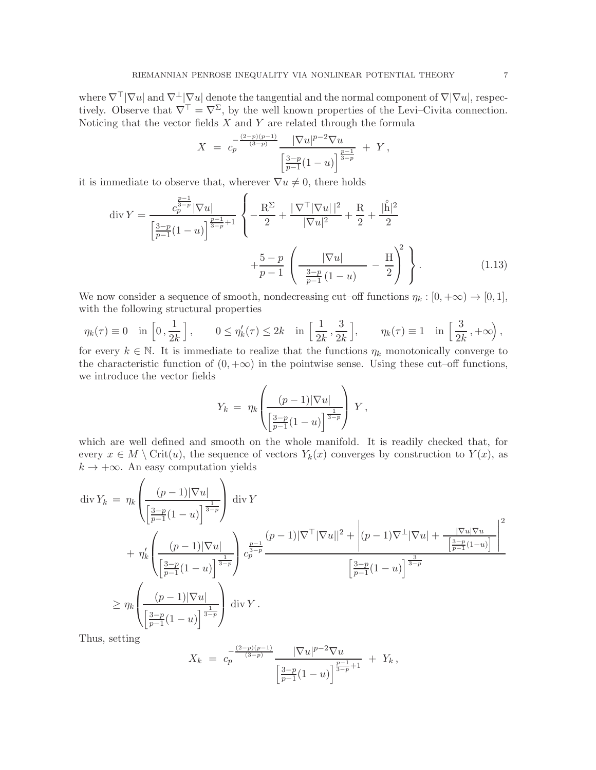where $\nabla^\top |\nabla u|$ and $\nabla^\perp |\nabla u|$ denote the tangential and the normal component of $\nabla |\nabla u|$, respectively. Observe that $\nabla^\top = \nabla^\Sigma$, by the well known properties of the Levi–Civita connection. Noticing that the vector fields $X$ and $Y$ are related through the formula

$$X \;=\; c_p^{-\frac{(2-p)(p-1)}{(3-p)}} \frac{|\nabla u|^{p-2}\nabla u}{\left[\frac{3-p}{p-1}(1-u)\right]^{\frac{p-1}{3-p}}} \;+\; Y\,,$$

it is immediate to observe that, wherever $\nabla u \neq 0$, there holds

$$\operatorname{div} Y = \frac{c_p^{\frac{p-1}{3-p}}|\nabla u|}{\left[\frac{3-p}{p-1}(1-u)\right]^{\frac{p-1}{3-p}+1}} \left\{ -\frac{\mathrm{R}^\Sigma}{2} + \frac{|\nabla^\top |\nabla u||^2}{|\nabla u|^2} + \frac{\mathrm{R}}{2} + \frac{|\mathring{\mathrm{h}}|^2}{2} + \frac{5-p}{p-1}\left(\frac{|\nabla u|}{\frac{3-p}{p-1}(1-u)} - \frac{\mathrm{H}}{2}\right)^2 \right\}. \tag{1.13}$$

We now consider a sequence of smooth, nondecreasing cut–off functions $\eta_k : [0,+\infty) \to [0,1]$, with the following structural properties

$$\eta_k(\tau) \equiv 0 \quad \text{in } \Big[0\,,\frac{1}{2k}\Big]\,, \qquad 0 \leq \eta_k'(\tau) \leq 2k \quad \text{in } \Big[\frac{1}{2k}\,,\frac{3}{2k}\Big], \qquad \eta_k(\tau) \equiv 1 \quad \text{in } \Big[\frac{3}{2k}\,,+\infty\Big)\,,$$

for every $k \in \mathbb{N}$. It is immediate to realize that the functions $\eta_k$ monotonically converge to the characteristic function of $(0,+\infty)$ in the pointwise sense. Using these cut–off functions, we introduce the vector fields

$$Y_k \;=\; \eta_k\left(\frac{(p-1)|\nabla u|}{\left[\frac{3-p}{p-1}(1-u)\right]^{\frac{1}{3-p}}}\right) Y\,,$$

which are well defined and smooth on the whole manifold. It is readily checked that, for every $x \in M \setminus \mathrm{Crit}(u)$, the sequence of vectors $Y_k(x)$ converges by construction to $Y(x)$, as $k \to +\infty$. An easy computation yields

$$\begin{aligned}
\operatorname{div} Y_k \;=&\; \eta_k\left(\frac{(p-1)|\nabla u|}{\left[\frac{3-p}{p-1}(1-u)\right]^{\frac{1}{3-p}}}\right) \operatorname{div} Y \\
&+\; \eta_k'\left(\frac{(p-1)|\nabla u|}{\left[\frac{3-p}{p-1}(1-u)\right]^{\frac{1}{3-p}}}\right) c_p^{\frac{p-1}{3-p}} \frac{(p-1)|\nabla^\top |\nabla u||^2 + \left|(p-1)\nabla^\perp|\nabla u| + \frac{|\nabla u|\nabla u}{\left[\frac{3-p}{p-1}(1-u)\right]}\right|^2}{\left[\frac{3-p}{p-1}(1-u)\right]^{\frac{3}{3-p}}} \\
\geq&\; \eta_k\left(\frac{(p-1)|\nabla u|}{\left[\frac{3-p}{p-1}(1-u)\right]^{\frac{1}{3-p}}}\right) \operatorname{div} Y\,.
\end{aligned}$$

Thus, setting

$$X_k \;=\; c_p^{-\frac{(2-p)(p-1)}{(3-p)}} \frac{|\nabla u|^{p-2}\nabla u}{\left[\frac{3-p}{p-1}(1-u)\right]^{\frac{p-1}{3-p}+1}} \;+\; Y_k\,,$$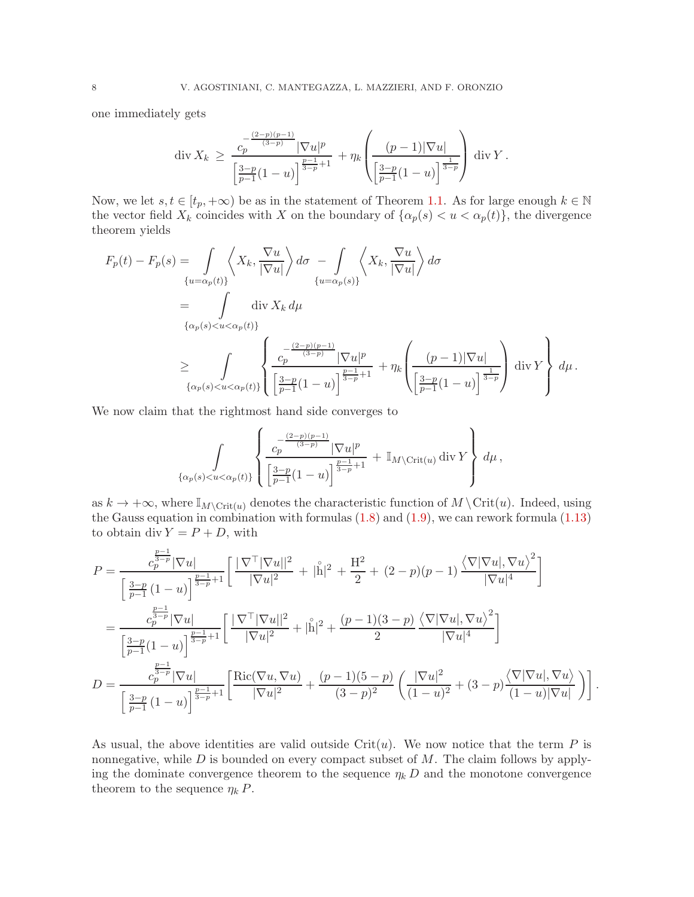one immediately gets

$$
\operatorname{div} X_k \;\geq\; \frac{c_p^{-\frac{(2-p)(p-1)}{(3-p)}} |\nabla u|^p}{\left[\frac{3-p}{p-1}(1-u)\right]^{\frac{p-1}{3-p}+1}} \;+ \eta_k \left( \frac{(p-1)|\nabla u|}{\left[\frac{3-p}{p-1}(1-u)\right]^{\frac{1}{3-p}}} \right) \operatorname{div} Y \,.
$$

Now, we let $s, t \in [t_p, +\infty)$ be as in the statement of Theorem 1.1. As for large enough $k \in \mathbb{N}$ the vector field $X_k$ coincides with $X$ on the boundary of $\{\alpha_p(s) < u < \alpha_p(t)\}$, the divergence theorem yields

$$
\begin{aligned}
F_p(t) - F_p(s) &= \int\limits_{\{u=\alpha_p(t)\}} \left\langle X_k, \frac{\nabla u}{|\nabla u|} \right\rangle d\sigma \;- \int\limits_{\{u=\alpha_p(s)\}} \left\langle X_k, \frac{\nabla u}{|\nabla u|} \right\rangle d\sigma \\
&= \int\limits_{\{\alpha_p(s)<u<\alpha_p(t)\}} \operatorname{div} X_k \, d\mu \\
&\geq \int\limits_{\{\alpha_p(s)<u<\alpha_p(t)\}} \left\{ \frac{c_p^{-\frac{(2-p)(p-1)}{(3-p)}} |\nabla u|^p}{\left[\frac{3-p}{p-1}(1-u)\right]^{\frac{p-1}{3-p}+1}} + \eta_k \left( \frac{(p-1)|\nabla u|}{\left[\frac{3-p}{p-1}(1-u)\right]^{\frac{1}{3-p}}} \right) \operatorname{div} Y \right\} d\mu \,.
\end{aligned}
$$

We now claim that the rightmost hand side converges to

$$
\int\limits_{\{\alpha_p(s)<u<\alpha_p(t)\}} \left\{ \frac{c_p^{-\frac{(2-p)(p-1)}{(3-p)}} |\nabla u|^p}{\left[\frac{3-p}{p-1}(1-u)\right]^{\frac{p-1}{3-p}+1}} \;+\; \mathbb{I}_{M\setminus \mathrm{Crit}(u)} \operatorname{div} Y \right\} d\mu \,,
$$

as $k \to +\infty$, where $\mathbb{I}_{M\setminus \mathrm{Crit}(u)}$ denotes the characteristic function of $M \setminus \mathrm{Crit}(u)$. Indeed, using the Gauss equation in combination with formulas (1.8) and (1.9), we can rework formula (1.13) to obtain $\operatorname{div} Y = P + D$, with

$$
\begin{aligned}
P &= \frac{c_p^{\frac{p-1}{3-p}} |\nabla u|}{\left[\frac{3-p}{p-1}\,(1-u)\right]^{\frac{p-1}{3-p}+1}} \left[ \frac{|\nabla^\top |\nabla u||^2}{|\nabla u|^2} \;+\; |\mathring{\mathrm{h}}|^2 \;+\; \frac{\mathrm{H}^2}{2} \;+\; (2-p)(p-1)\, \frac{\big\langle \nabla |\nabla u|, \nabla u \big\rangle^2}{|\nabla u|^4} \right] \\
&= \frac{c_p^{\frac{p-1}{3-p}} |\nabla u|}{\left[\frac{3-p}{p-1}(1-u)\right]^{\frac{p-1}{3-p}+1}} \left[ \frac{|\nabla^\top |\nabla u||^2}{|\nabla u|^2} + |\mathring{\mathrm{h}}|^2 + \frac{(p-1)(3-p)}{2}\, \frac{\big\langle \nabla |\nabla u|, \nabla u \big\rangle^2}{|\nabla u|^4} \right] \\
D &= \frac{c_p^{\frac{p-1}{3-p}} |\nabla u|}{\left[\frac{3-p}{p-1}\,(1-u)\right]^{\frac{p-1}{3-p}+1}} \left[ \frac{\mathrm{Ric}(\nabla u, \nabla u)}{|\nabla u|^2} + \frac{(p-1)(5-p)}{(3-p)^2} \left( \frac{|\nabla u|^2}{(1-u)^2} + (3-p) \frac{\langle \nabla |\nabla u|, \nabla u \rangle}{(1-u)|\nabla u|} \right) \right] .
\end{aligned}
$$

As usual, the above identities are valid outside $\mathrm{Crit}(u)$. We now notice that the term $P$ is nonnegative, while $D$ is bounded on every compact subset of $M$. The claim follows by applying the dominate convergence theorem to the sequence $\eta_k D$ and the monotone convergence theorem to the sequence $\eta_k P$.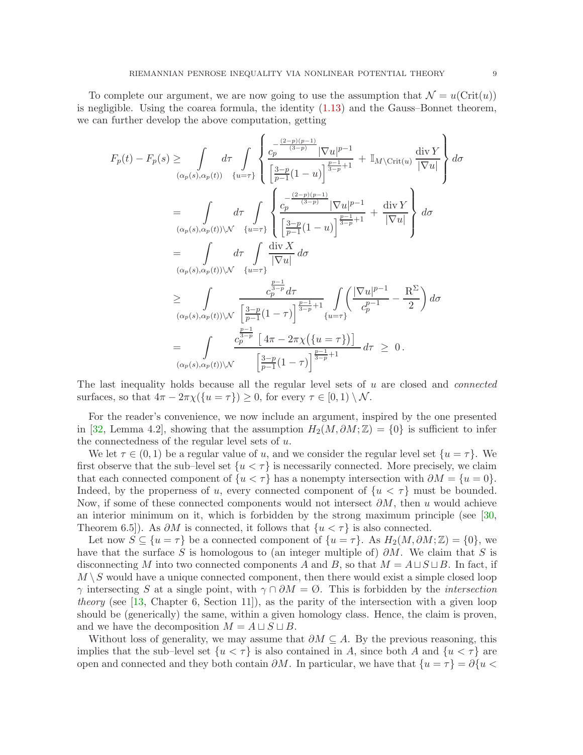To complete our argument, we are now going to use the assumption that $\mathcal{N} = u(\mathrm{Crit}(u))$ is negligible. Using the coarea formula, the identity (1.13) and the Gauss–Bonnet theorem, we can further develop the above computation, getting

$$
\begin{aligned}
F_p(t) - F_p(s) &\geq \int\limits_{(\alpha_p(s),\alpha_p(t))} d\tau \int\limits_{\{u=\tau\}} \left\{ \frac{c_p^{-\frac{(2-p)(p-1)}{(3-p)}} |\nabla u|^{p-1}}{\left[\frac{3-p}{p-1}(1-u)\right]^{\frac{p-1}{3-p}+1}} + \mathbb{I}_{M\setminus \mathrm{Crit}(u)} \frac{\operatorname{div} Y}{|\nabla u|} \right\} d\sigma \\
&= \int\limits_{(\alpha_p(s),\alpha_p(t))\setminus\mathcal{N}} d\tau \int\limits_{\{u=\tau\}} \left\{ \frac{c_p^{-\frac{(2-p)(p-1)}{(3-p)}} |\nabla u|^{p-1}}{\left[\frac{3-p}{p-1}(1-u)\right]^{\frac{p-1}{3-p}+1}} + \frac{\operatorname{div} Y}{|\nabla u|} \right\} d\sigma \\
&= \int\limits_{(\alpha_p(s),\alpha_p(t))\setminus\mathcal{N}} d\tau \int\limits_{\{u=\tau\}} \frac{\operatorname{div} X}{|\nabla u|}\, d\sigma \\
&\geq \int\limits_{(\alpha_p(s),\alpha_p(t))\setminus\mathcal{N}} \frac{c_p^{\frac{p-1}{3-p}}\, d\tau}{\left[\frac{3-p}{p-1}(1-\tau)\right]^{\frac{p-1}{3-p}+1}} \int\limits_{\{u=\tau\}} \left( \frac{|\nabla u|^{p-1}}{c_p^{p-1}} - \frac{\mathrm{R}^\Sigma}{2} \right) d\sigma \\
&= \int\limits_{(\alpha_p(s),\alpha_p(t))\setminus\mathcal{N}} \frac{c_p^{\frac{p-1}{3-p}} \left[ 4\pi - 2\pi\chi\big(\{u=\tau\}\big) \right]}{\left[\frac{3-p}{p-1}(1-\tau)\right]^{\frac{p-1}{3-p}+1}}\, d\tau \;\geq\; 0\,.
\end{aligned}
$$

The last inequality holds because all the regular level sets of $u$ are closed and *connected* surfaces, so that $4\pi - 2\pi\chi(\{u=\tau\}) \geq 0$, for every $\tau \in [0,1)\setminus\mathcal{N}$.

For the reader's convenience, we now include an argument, inspired by the one presented in [32, Lemma 4.2], showing that the assumption $H_2(M,\partial M;\mathbb{Z}) = \{0\}$ is sufficient to infer the connectedness of the regular level sets of $u$.

We let $\tau \in (0,1)$ be a regular value of $u$, and we consider the regular level set $\{u=\tau\}$. We first observe that the sub–level set $\{u<\tau\}$ is necessarily connected. More precisely, we claim that each connected component of $\{u<\tau\}$ has a nonempty intersection with $\partial M = \{u=0\}$. Indeed, by the properness of $u$, every connected component of $\{u<\tau\}$ must be bounded. Now, if some of these connected components would not intersect $\partial M$, then $u$ would achieve an interior minimum on it, which is forbidden by the strong maximum principle (see [30, Theorem 6.5]). As $\partial M$ is connected, it follows that $\{u<\tau\}$ is also connected.

Let now $S \subseteq \{u=\tau\}$ be a connected component of $\{u=\tau\}$. As $H_2(M,\partial M;\mathbb{Z}) = \{0\}$, we have that the surface $S$ is homologous to (an integer multiple of) $\partial M$. We claim that $S$ is disconnecting $M$ into two connected components $A$ and $B$, so that $M = A \sqcup S \sqcup B$. In fact, if $M\setminus S$ would have a unique connected component, then there would exist a simple closed loop $\gamma$ intersecting $S$ at a single point, with $\gamma \cap \partial M = \emptyset$. This is forbidden by the *intersection theory* (see [13, Chapter 6, Section 11]), as the parity of the intersection with a given loop should be (generically) the same, within a given homology class. Hence, the claim is proven, and we have the decomposition $M = A \sqcup S \sqcup B$.

Without loss of generality, we may assume that $\partial M \subseteq A$. By the previous reasoning, this implies that the sub–level set $\{u<\tau\}$ is also contained in $A$, since both $A$ and $\{u<\tau\}$ are open and connected and they both contain $\partial M$. In particular, we have that $\{u=\tau\} = \partial\{u<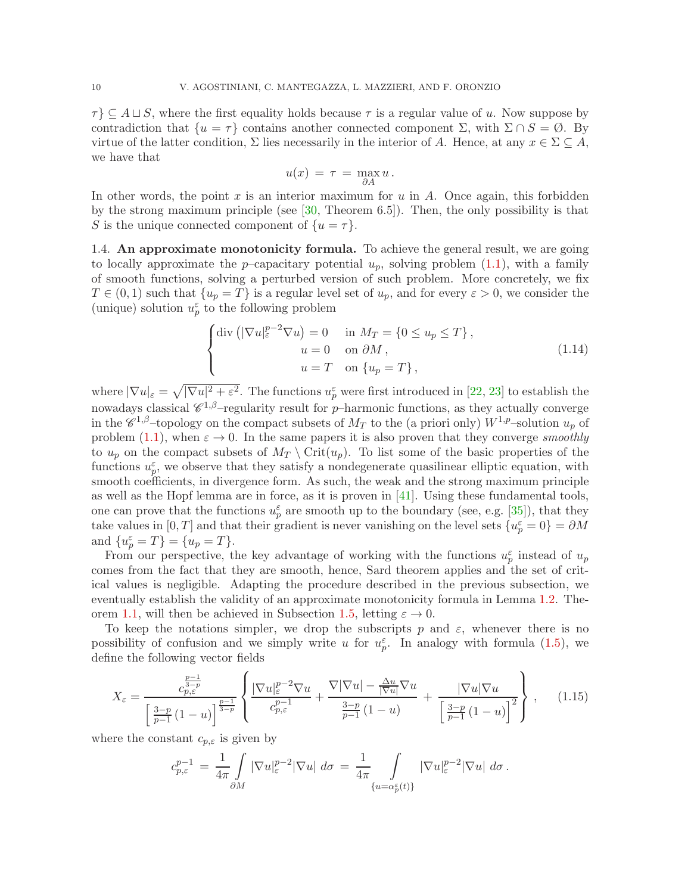$\tau\} \subseteq A \sqcup S$, where the first equality holds because $\tau$ is a regular value of $u$. Now suppose by contradiction that $\{u = \tau\}$ contains another connected component $\Sigma$, with $\Sigma \cap S = \emptyset$. By virtue of the latter condition, $\Sigma$ lies necessarily in the interior of $A$. Hence, at any $x \in \Sigma \subseteq A$, we have that

$$u(x) \,=\, \tau \,=\, \max_{\partial A} u\,.$$

In other words, the point $x$ is an interior maximum for $u$ in $A$. Once again, this forbidden by the strong maximum principle (see [30, Theorem 6.5]). Then, the only possibility is that $S$ is the unique connected component of $\{u = \tau\}$.

1.4. **An approximate monotonicity formula.** To achieve the general result, we are going to locally approximate the $p$–capacitary potential $u_p$, solving problem (1.1), with a family of smooth functions, solving a perturbed version of such problem. More concretely, we fix $T \in (0,1)$ such that $\{u_p = T\}$ is a regular level set of $u_p$, and for every $\varepsilon > 0$, we consider the (unique) solution $u_p^\varepsilon$ to the following problem

$$\begin{cases} \operatorname{div}\left(|\nabla u|_\varepsilon^{p-2}\nabla u\right) = 0 & \text{in } M_T = \{0 \leq u_p \leq T\}\,, \\ \qquad\qquad\quad u = 0 & \text{on } \partial M\,, \\ \qquad\qquad\quad u = T & \text{on } \{u_p = T\}\,, \end{cases} \tag{1.14}$$

where $|\nabla u|_\varepsilon = \sqrt{|\nabla u|^2 + \varepsilon^2}$. The functions $u_p^\varepsilon$ were first introduced in [22, 23] to establish the nowadays classical $\mathscr{C}^{1,\beta}$–regularity result for $p$–harmonic functions, as they actually converge in the $\mathscr{C}^{1,\beta}$–topology on the compact subsets of $M_T$ to the (a priori only) $W^{1,p}$–solution $u_p$ of problem (1.1), when $\varepsilon \to 0$. In the same papers it is also proven that they converge *smoothly* to $u_p$ on the compact subsets of $M_T \setminus \mathrm{Crit}(u_p)$. To list some of the basic properties of the functions $u_p^\varepsilon$, we observe that they satisfy a nondegenerate quasilinear elliptic equation, with smooth coefficients, in divergence form. As such, the weak and the strong maximum principle as well as the Hopf lemma are in force, as it is proven in [41]. Using these fundamental tools, one can prove that the functions $u_p^\varepsilon$ are smooth up to the boundary (see, e.g. [35]), that they take values in $[0,T]$ and that their gradient is never vanishing on the level sets $\{u_p^\varepsilon = 0\} = \partial M$ and $\{u_p^\varepsilon = T\} = \{u_p = T\}$.

From our perspective, the key advantage of working with the functions $u_p^\varepsilon$ instead of $u_p$ comes from the fact that they are smooth, hence, Sard theorem applies and the set of critical values is negligible. Adapting the procedure described in the previous subsection, we eventually establish the validity of an approximate monotonicity formula in Lemma 1.2. Theorem 1.1, will then be achieved in Subsection 1.5, letting $\varepsilon \to 0$.

To keep the notations simpler, we drop the subscripts $p$ and $\varepsilon$, whenever there is no possibility of confusion and we simply write $u$ for $u_p^\varepsilon$. In analogy with formula (1.5), we define the following vector fields

$$X_\varepsilon = \frac{c_{p,\varepsilon}^{\frac{p-1}{3-p}}}{\left[\frac{3-p}{p-1}(1-u)\right]^{\frac{p-1}{3-p}}}\left\{\frac{|\nabla u|_\varepsilon^{p-2}\nabla u}{c_{p,\varepsilon}^{p-1}} + \frac{\nabla|\nabla u| - \frac{\Delta u}{|\nabla u|}\nabla u}{\frac{3-p}{p-1}(1-u)} + \frac{|\nabla u|\nabla u}{\left[\frac{3-p}{p-1}(1-u)\right]^2}\right\}\,, \tag{1.15}$$

where the constant $c_{p,\varepsilon}$ is given by

$$c_{p,\varepsilon}^{p-1} \,=\, \frac{1}{4\pi}\int\limits_{\partial M} |\nabla u|_\varepsilon^{p-2}|\nabla u|\; d\sigma \,=\, \frac{1}{4\pi}\int\limits_{\{u=\alpha_p^\varepsilon(t)\}} |\nabla u|_\varepsilon^{p-2}|\nabla u|\; d\sigma\,.$$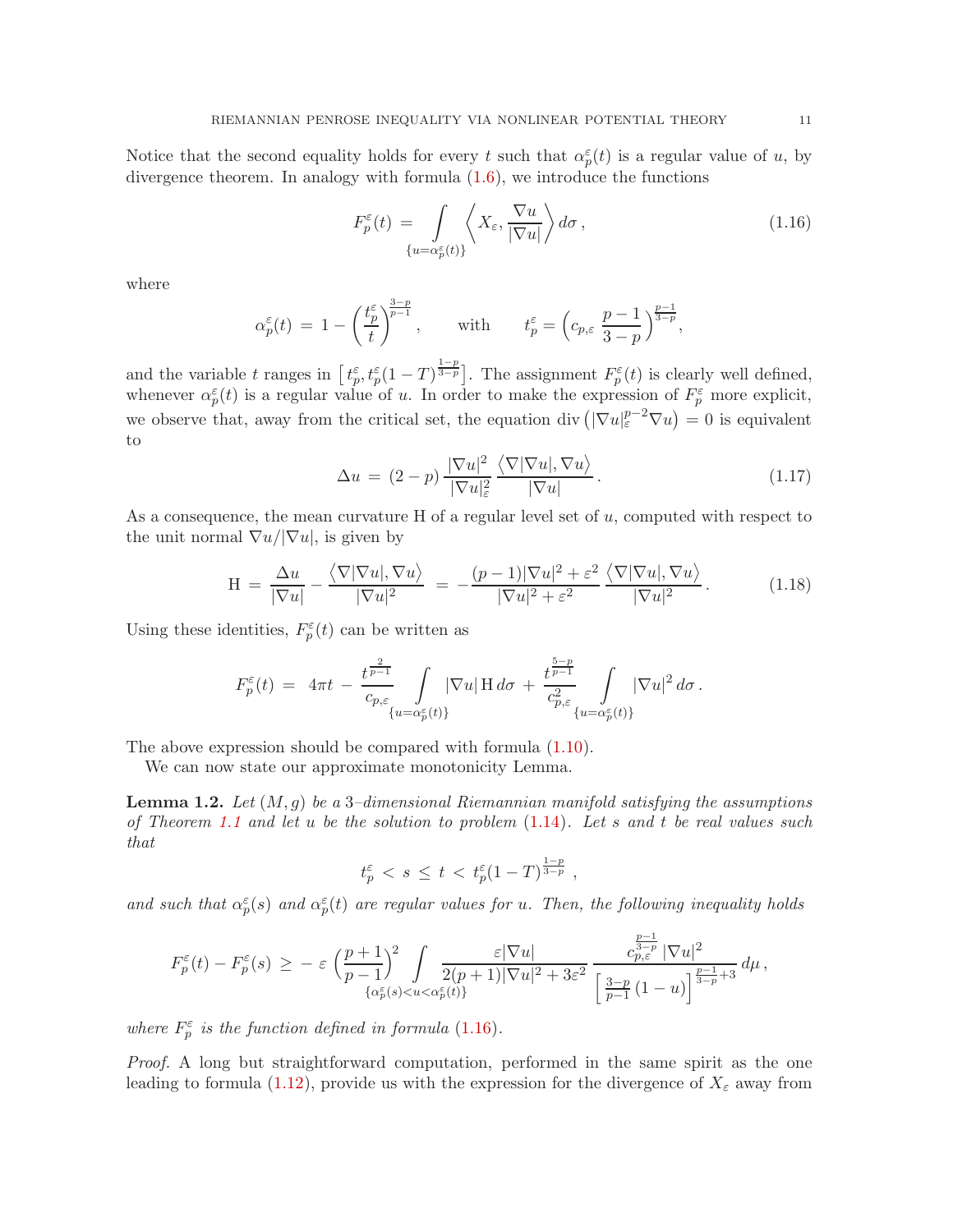Notice that the second equality holds for every $t$ such that $\alpha_p^\varepsilon(t)$ is a regular value of $u$, by divergence theorem. In analogy with formula (1.6), we introduce the functions

$$
F_p^\varepsilon(t) \,=\, \int\limits_{\{u=\alpha_p^\varepsilon(t)\}} \left\langle X_\varepsilon, \frac{\nabla u}{|\nabla u|}\right\rangle d\sigma\,, \tag{1.16}
$$

where

$$
\alpha_p^\varepsilon(t) \,=\, 1 - \left(\frac{t_p^\varepsilon}{t}\right)^{\frac{3-p}{p-1}}, \qquad \text{with} \qquad t_p^\varepsilon = \Big(c_{p,\varepsilon}\ \frac{p-1}{3-p}\Big)^{\frac{p-1}{3-p}},
$$

and the variable $t$ ranges in $\big[\,t_p^\varepsilon, t_p^\varepsilon(1-T)^{\frac{1-p}{3-p}}\big]$. The assignment $F_p^\varepsilon(t)$ is clearly well defined, whenever $\alpha_p^\varepsilon(t)$ is a regular value of $u$. In order to make the expression of $F_p^\varepsilon$ more explicit, we observe that, away from the critical set, the equation $\operatorname{div}\big(|\nabla u|_\varepsilon^{p-2}\nabla u\big) = 0$ is equivalent to

$$
\Delta u \,=\, (2-p)\,\frac{|\nabla u|^2}{|\nabla u|_\varepsilon^2}\,\frac{\big\langle \nabla|\nabla u|, \nabla u\big\rangle}{|\nabla u|}\,. \tag{1.17}
$$

As a consequence, the mean curvature $\mathrm{H}$ of a regular level set of $u$, computed with respect to the unit normal $\nabla u/|\nabla u|$, is given by

$$
\mathrm{H} \,=\, \frac{\Delta u}{|\nabla u|} - \frac{\big\langle \nabla|\nabla u|, \nabla u\big\rangle}{|\nabla u|^2} \,=\, -\frac{(p-1)|\nabla u|^2+\varepsilon^2}{|\nabla u|^2+\varepsilon^2}\,\frac{\big\langle \nabla|\nabla u|, \nabla u\big\rangle}{|\nabla u|^2}\,. \tag{1.18}
$$

Using these identities, $F_p^\varepsilon(t)$ can be written as

$$
F_p^\varepsilon(t) \,=\, 4\pi t \,-\, \frac{t^{\frac{2}{p-1}}}{c_{p,\varepsilon}} \int\limits_{\{u=\alpha_p^\varepsilon(t)\}} |\nabla u|\,\mathrm{H}\,d\sigma \,+\, \frac{t^{\frac{5-p}{p-1}}}{c_{p,\varepsilon}^2}\int\limits_{\{u=\alpha_p^\varepsilon(t)\}} |\nabla u|^2\,d\sigma\,.
$$

The above expression should be compared with formula (1.10).

We can now state our approximate monotonicity Lemma.

**Lemma 1.2.** *Let $(M,g)$ be a 3–dimensional Riemannian manifold satisfying the assumptions of Theorem 1.1 and let $u$ be the solution to problem (1.14). Let $s$ and $t$ be real values such that*

$$
t_p^\varepsilon \,<\, s \,\leq\, t \,<\, t_p^\varepsilon(1-T)^{\frac{1-p}{3-p}}\ ,
$$

*and such that $\alpha_p^\varepsilon(s)$ and $\alpha_p^\varepsilon(t)$ are regular values for $u$. Then, the following inequality holds*

$$
F_p^\varepsilon(t) - F_p^\varepsilon(s) \,\geq\, -\,\varepsilon\,\Big(\frac{p+1}{p-1}\Big)^2 \int\limits_{\{\alpha_p^\varepsilon(s)<u<\alpha_p^\varepsilon(t)\}} \frac{\varepsilon|\nabla u|}{2(p+1)|\nabla u|^2+3\varepsilon^2}\,\frac{c_{p,\varepsilon}^{\frac{p-1}{3-p}}\,|\nabla u|^2}{\Big[\,\frac{3-p}{p-1}\,(1-u)\Big]^{\frac{p-1}{3-p}+3}}\,d\mu\,,
$$

*where $F_p^\varepsilon$ is the function defined in formula (1.16).*

*Proof.* A long but straightforward computation, performed in the same spirit as the one leading to formula (1.12), provide us with the expression for the divergence of $X_\varepsilon$ away from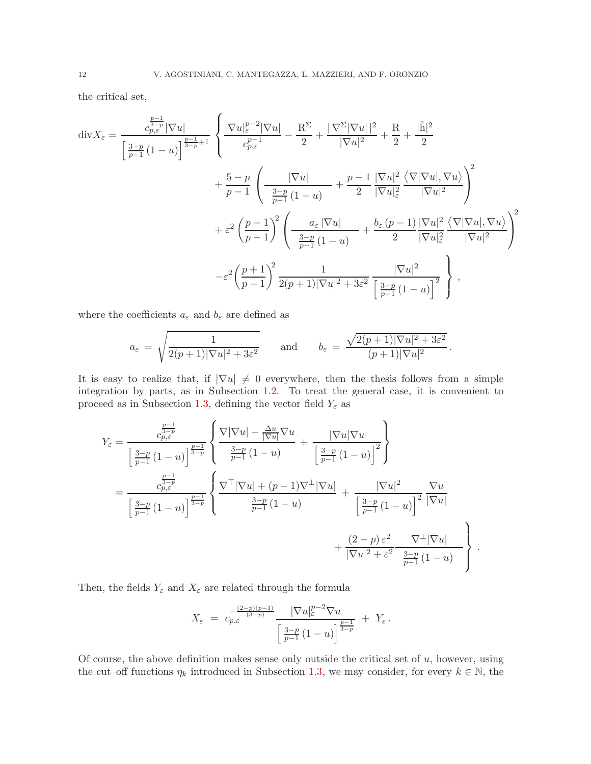the critical set,

$$
\begin{aligned}
\operatorname{div} X_\varepsilon = \frac{c_{p,\varepsilon}^{\frac{p-1}{3-p}} |\nabla u|}{\left[\frac{3-p}{p-1}(1-u)\right]^{\frac{p-1}{3-p}+1}} \Bigg\{ & \frac{|\nabla u|_\varepsilon^{p-2} |\nabla u|}{c_{p,\varepsilon}^{p-1}} - \frac{\mathrm{R}^\Sigma}{2} + \frac{|\nabla^\Sigma |\nabla u||^2}{|\nabla u|^2} + \frac{\mathrm{R}}{2} + \frac{|\mathring{\mathrm{h}}|^2}{2} \\
& + \frac{5-p}{p-1} \left( \frac{|\nabla u|}{\frac{3-p}{p-1}(1-u)} + \frac{p-1}{2} \frac{|\nabla u|^2}{|\nabla u|_\varepsilon^2} \frac{\langle \nabla |\nabla u|, \nabla u \rangle}{|\nabla u|^2} \right)^2 \\
& + \varepsilon^2 \left( \frac{p+1}{p-1} \right)^2 \left( \frac{a_\varepsilon |\nabla u|}{\frac{3-p}{p-1}(1-u)} + \frac{b_\varepsilon (p-1)}{2} \frac{|\nabla u|^2}{|\nabla u|_\varepsilon^2} \frac{\langle \nabla |\nabla u|, \nabla u \rangle}{|\nabla u|^2} \right)^2 \\
& - \varepsilon^2 \left( \frac{p+1}{p-1} \right)^2 \frac{1}{2(p+1)|\nabla u|^2 + 3\varepsilon^2} \frac{|\nabla u|^2}{\left[\frac{3-p}{p-1}(1-u)\right]^2} \Bigg\},
\end{aligned}
$$

where the coefficients $a_\varepsilon$ and $b_\varepsilon$ are defined as

$$
a_\varepsilon = \sqrt{\frac{1}{2(p+1)|\nabla u|^2 + 3\varepsilon^2}} \qquad \text{and} \qquad b_\varepsilon = \frac{\sqrt{2(p+1)|\nabla u|^2 + 3\varepsilon^2}}{(p+1)|\nabla u|^2}.
$$

It is easy to realize that, if $|\nabla u| \neq 0$ everywhere, then the thesis follows from a simple integration by parts, as in Subsection 1.2. To treat the general case, it is convenient to proceed as in Subsection 1.3, defining the vector field $Y_\varepsilon$ as

$$
\begin{aligned}
Y_\varepsilon &= \frac{c_{p,\varepsilon}^{\frac{p-1}{3-p}}}{\left[\frac{3-p}{p-1}(1-u)\right]^{\frac{p-1}{3-p}}} \left\{ \frac{\nabla |\nabla u| - \frac{\Delta u}{|\nabla u|} \nabla u}{\frac{3-p}{p-1}(1-u)} + \frac{|\nabla u| \nabla u}{\left[\frac{3-p}{p-1}(1-u)\right]^2} \right\} \\
&= \frac{c_{p,\varepsilon}^{\frac{p-1}{3-p}}}{\left[\frac{3-p}{p-1}(1-u)\right]^{\frac{p-1}{3-p}}} \Bigg\{ \frac{\nabla^\top |\nabla u| + (p-1) \nabla^\perp |\nabla u|}{\frac{3-p}{p-1}(1-u)} + \frac{|\nabla u|^2}{\left[\frac{3-p}{p-1}(1-u)\right]^2} \frac{\nabla u}{|\nabla u|} \\
&\qquad\qquad\qquad\qquad + \frac{(2-p)\,\varepsilon^2}{|\nabla u|^2 + \varepsilon^2} \frac{\nabla^\perp |\nabla u|}{\frac{3-p}{p-1}(1-u)} \Bigg\}.
\end{aligned}
$$

Then, the fields $Y_\varepsilon$ and $X_\varepsilon$ are related through the formula

$$
X_\varepsilon = c_{p,\varepsilon}^{-\frac{(2-p)(p-1)}{(3-p)}} \frac{|\nabla u|_\varepsilon^{p-2} \nabla u}{\left[\frac{3-p}{p-1}(1-u)\right]^{\frac{p-1}{3-p}}} + Y_\varepsilon .
$$

Of course, the above definition makes sense only outside the critical set of $u$, however, using the cut–off functions $\eta_k$ introduced in Subsection 1.3, we may consider, for every $k \in \mathbb{N}$, the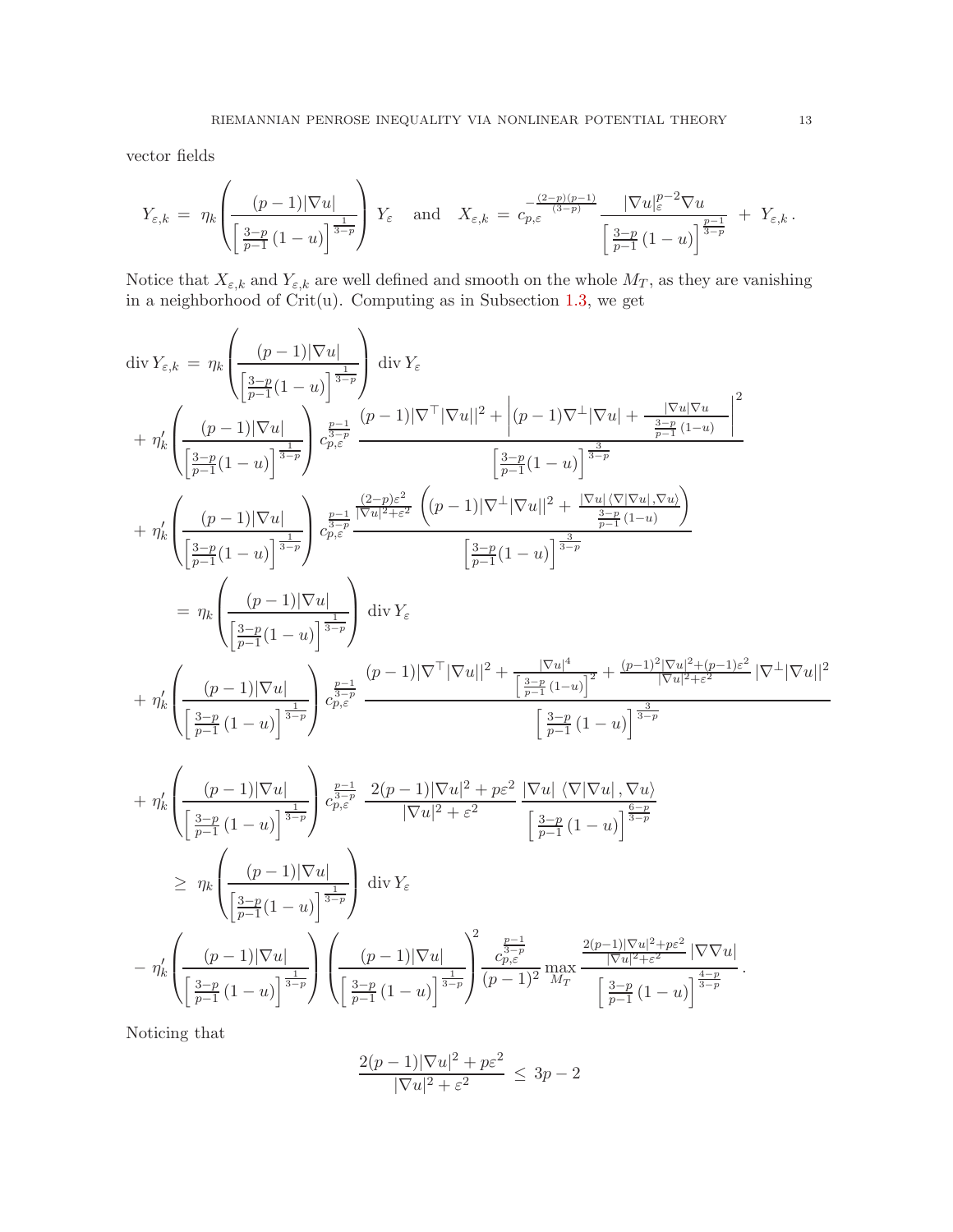vector fields

$$
Y_{\varepsilon,k} \,=\, \eta_k\!\left(\frac{(p-1)|\nabla u|}{\left[\frac{3-p}{p-1}\,(1-u)\right]^{\frac{1}{3-p}}}\right)\, Y_\varepsilon \quad \text{and} \quad X_{\varepsilon,k} \,=\, c_{p,\varepsilon}^{-\frac{(2-p)(p-1)}{(3-p)}}\,\frac{|\nabla u|_\varepsilon^{p-2}\nabla u}{\left[\frac{3-p}{p-1}\,(1-u)\right]^{\frac{p-1}{3-p}}} \,+\, Y_{\varepsilon,k}\,.
$$

Notice that $X_{\varepsilon,k}$ and $Y_{\varepsilon,k}$ are well defined and smooth on the whole $M_T$, as they are vanishing in a neighborhood of Crit(u). Computing as in Subsection 1.3, we get

$$
\begin{aligned}
\mathrm{div}\, Y_{\varepsilon,k} \,=\,& \eta_k\!\left(\frac{(p-1)|\nabla u|}{\left[\frac{3-p}{p-1}(1-u)\right]^{\frac{1}{3-p}}}\right)\,\mathrm{div}\, Y_\varepsilon \\
&+ \eta_k'\!\left(\frac{(p-1)|\nabla u|}{\left[\frac{3-p}{p-1}(1-u)\right]^{\frac{1}{3-p}}}\right)\, c_{p,\varepsilon}^{\frac{p-1}{3-p}}\;\frac{(p-1)|\nabla^\top|\nabla u||^2 + \left|(p-1)\nabla^\perp|\nabla u| + \frac{|\nabla u|\nabla u}{\frac{3-p}{p-1}\,(1-u)}\right|^2}{\left[\frac{3-p}{p-1}(1-u)\right]^{\frac{3}{3-p}}} \\
&+ \eta_k'\!\left(\frac{(p-1)|\nabla u|}{\left[\frac{3-p}{p-1}(1-u)\right]^{\frac{1}{3-p}}}\right)\, c_{p,\varepsilon}^{\frac{p-1}{3-p}}\,\frac{\frac{(2-p)\varepsilon^2}{|\nabla u|^2+\varepsilon^2}\,\left((p-1)|\nabla^\perp|\nabla u||^2 + \frac{|\nabla u|\,\langle\nabla|\nabla u|\,,\nabla u\rangle}{\frac{3-p}{p-1}\,(1-u)}\right)}{\left[\frac{3-p}{p-1}(1-u)\right]^{\frac{3}{3-p}}} \\
=\,& \eta_k\!\left(\frac{(p-1)|\nabla u|}{\left[\frac{3-p}{p-1}(1-u)\right]^{\frac{1}{3-p}}}\right)\,\mathrm{div}\, Y_\varepsilon \\
&+ \eta_k'\!\left(\frac{(p-1)|\nabla u|}{\left[\frac{3-p}{p-1}\,(1-u)\right]^{\frac{1}{3-p}}}\right)\, c_{p,\varepsilon}^{\frac{p-1}{3-p}}\;\frac{(p-1)|\nabla^\top|\nabla u||^2 + \frac{|\nabla u|^4}{\left[\frac{3-p}{p-1}\,(1-u)\right]^2} + \frac{(p-1)^2|\nabla u|^2+(p-1)\varepsilon^2}{|\nabla u|^2+\varepsilon^2}\,|\nabla^\perp|\nabla u||^2}{\left[\frac{3-p}{p-1}\,(1-u)\right]^{\frac{3}{3-p}}} \\
&+ \eta_k'\!\left(\frac{(p-1)|\nabla u|}{\left[\frac{3-p}{p-1}\,(1-u)\right]^{\frac{1}{3-p}}}\right)\, c_{p,\varepsilon}^{\frac{p-1}{3-p}}\;\frac{2(p-1)|\nabla u|^2+p\varepsilon^2}{|\nabla u|^2+\varepsilon^2}\,\frac{|\nabla u|\,\langle\nabla|\nabla u|\,,\nabla u\rangle}{\left[\frac{3-p}{p-1}\,(1-u)\right]^{\frac{6-p}{3-p}}} \\
\geq\,& \eta_k\!\left(\frac{(p-1)|\nabla u|}{\left[\frac{3-p}{p-1}(1-u)\right]^{\frac{1}{3-p}}}\right)\,\mathrm{div}\, Y_\varepsilon \\
&- \eta_k'\!\left(\frac{(p-1)|\nabla u|}{\left[\frac{3-p}{p-1}\,(1-u)\right]^{\frac{1}{3-p}}}\right)\left(\frac{(p-1)|\nabla u|}{\left[\frac{3-p}{p-1}\,(1-u)\right]^{\frac{1}{3-p}}}\right)^{2}\frac{c_{p,\varepsilon}^{\frac{p-1}{3-p}}}{(p-1)^2}\,\max_{M_T}\frac{\frac{2(p-1)|\nabla u|^2+p\varepsilon^2}{|\nabla u|^2+\varepsilon^2}\,|\nabla\nabla u|}{\left[\frac{3-p}{p-1}\,(1-u)\right]^{\frac{4-p}{3-p}}}\,.
\end{aligned}
$$

Noticing that

$$
\frac{2(p-1)|\nabla u|^2+p\varepsilon^2}{|\nabla u|^2+\varepsilon^2} \,\leq\, 3p-2
$$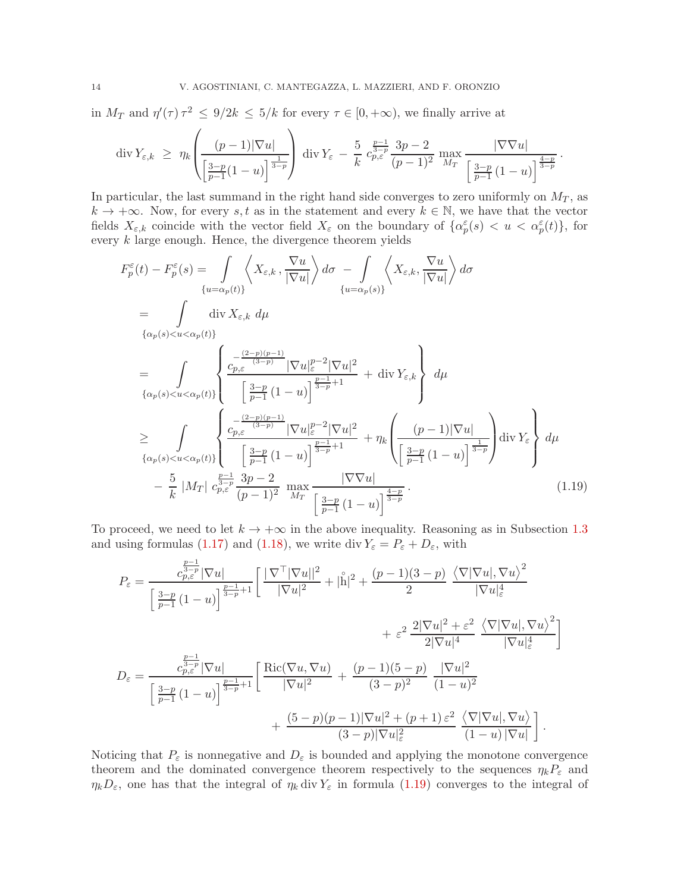in $M_T$ and $\eta'(\tau)\,\tau^2 \,\leq\, 9/2k \,\leq\, 5/k$ for every $\tau \in [0, +\infty)$, we finally arrive at

$$
\operatorname{div} Y_{\varepsilon,k} \;\geq\; \eta_k\!\left(\frac{(p-1)|\nabla u|}{\left[\frac{3-p}{p-1}(1-u)\right]^{\frac{1}{3-p}}}\right)\,\operatorname{div} Y_\varepsilon \;-\; \frac{5}{k}\; c_{p,\varepsilon}^{\frac{p-1}{3-p}}\,\frac{3p-2}{(p-1)^2}\,\max_{M_T}\frac{|\nabla\nabla u|}{\left[\frac{3-p}{p-1}\,(1-u)\right]^{\frac{4-p}{3-p}}}\,.
$$

In particular, the last summand in the right hand side converges to zero uniformly on $M_T$, as $k \to +\infty$. Now, for every $s, t$ as in the statement and every $k \in \mathbb{N}$, we have that the vector fields $X_{\varepsilon,k}$ coincide with the vector field $X_\varepsilon$ on the boundary of $\{\alpha_p^\varepsilon(s) < u < \alpha_p^\varepsilon(t)\}$, for every $k$ large enough. Hence, the divergence theorem yields

$$
\begin{aligned}
F_p^\varepsilon(t) - F_p^\varepsilon(s) &= \int\limits_{\{u=\alpha_p(t)\}} \left\langle X_{\varepsilon,k}\,,\frac{\nabla u}{|\nabla u|}\right\rangle d\sigma \;-\; \int\limits_{\{u=\alpha_p(s)\}} \left\langle X_{\varepsilon,k}, \frac{\nabla u}{|\nabla u|}\right\rangle d\sigma \\
&= \int\limits_{\{\alpha_p(s)<u<\alpha_p(t)\}} \operatorname{div} X_{\varepsilon,k}\; d\mu \\
&= \int\limits_{\{\alpha_p(s)<u<\alpha_p(t)\}} \left\{ \frac{c_{p,\varepsilon}^{-\frac{(2-p)(p-1)}{(3-p)}}\,|\nabla u|_\varepsilon^{p-2}|\nabla u|^2}{\left[\frac{3-p}{p-1}\,(1-u)\right]^{\frac{p-1}{3-p}+1}} \,+\, \operatorname{div} Y_{\varepsilon,k} \right\} d\mu \\
&\geq \int\limits_{\{\alpha_p(s)<u<\alpha_p(t)\}} \left\{ \frac{c_{p,\varepsilon}^{-\frac{(2-p)(p-1)}{(3-p)}}\,|\nabla u|_\varepsilon^{p-2}|\nabla u|^2}{\left[\frac{3-p}{p-1}\,(1-u)\right]^{\frac{p-1}{3-p}+1}} \,+\, \eta_k\!\left(\frac{(p-1)|\nabla u|}{\left[\frac{3-p}{p-1}\,(1-u)\right]^{\frac{1}{3-p}}}\right)\operatorname{div} Y_\varepsilon \right\} d\mu \\
&\quad - \frac{5}{k}\;|M_T|\; c_{p,\varepsilon}^{\frac{p-1}{3-p}}\,\frac{3p-2}{(p-1)^2}\;\max_{M_T}\frac{|\nabla\nabla u|}{\left[\frac{3-p}{p-1}\,(1-u)\right]^{\frac{4-p}{3-p}}}\,.
\end{aligned} \tag{1.19}
$$

To proceed, we need to let $k \to +\infty$ in the above inequality. Reasoning as in Subsection 1.3 and using formulas (1.17) and (1.18), we write $\operatorname{div} Y_\varepsilon = P_\varepsilon + D_\varepsilon$, with

$$
\begin{aligned}
P_\varepsilon = \frac{c_{p,\varepsilon}^{\frac{p-1}{3-p}}\,|\nabla u|}{\left[\frac{3-p}{p-1}\,(1-u)\right]^{\frac{p-1}{3-p}+1}}\Bigg[\,&\frac{|\nabla^\top|\nabla u||^2}{|\nabla u|^2} + |\mathring{\mathrm{h}}|^2 + \frac{(p-1)(3-p)}{2}\;\frac{\big\langle\nabla|\nabla u|,\nabla u\big\rangle^2}{|\nabla u|_\varepsilon^4} \\
&+\;\varepsilon^2\;\frac{2|\nabla u|^2+\varepsilon^2}{2|\nabla u|^4}\;\frac{\big\langle\nabla|\nabla u|,\nabla u\big\rangle^2}{|\nabla u|_\varepsilon^4}\Bigg]
\end{aligned}
$$

$$
\begin{aligned}
D_\varepsilon = \frac{c_{p,\varepsilon}^{\frac{p-1}{3-p}}\,|\nabla u|}{\left[\frac{3-p}{p-1}\,(1-u)\right]^{\frac{p-1}{3-p}+1}}\Bigg[\,&\frac{\mathrm{Ric}(\nabla u,\nabla u)}{|\nabla u|^2} \;+\; \frac{(p-1)(5-p)}{(3-p)^2}\;\frac{|\nabla u|^2}{(1-u)^2} \\
&+\;\frac{(5-p)(p-1)|\nabla u|^2+(p+1)\,\varepsilon^2}{(3-p)|\nabla u|_\varepsilon^2}\;\frac{\big\langle\nabla|\nabla u|,\nabla u\big\rangle}{(1-u)\,|\nabla u|}\Bigg]\,.
\end{aligned}
$$

Noticing that $P_\varepsilon$ is nonnegative and $D_\varepsilon$ is bounded and applying the monotone convergence theorem and the dominated convergence theorem respectively to the sequences $\eta_k P_\varepsilon$ and $\eta_k D_\varepsilon$, one has that the integral of $\eta_k \operatorname{div} Y_\varepsilon$ in formula (1.19) converges to the integral of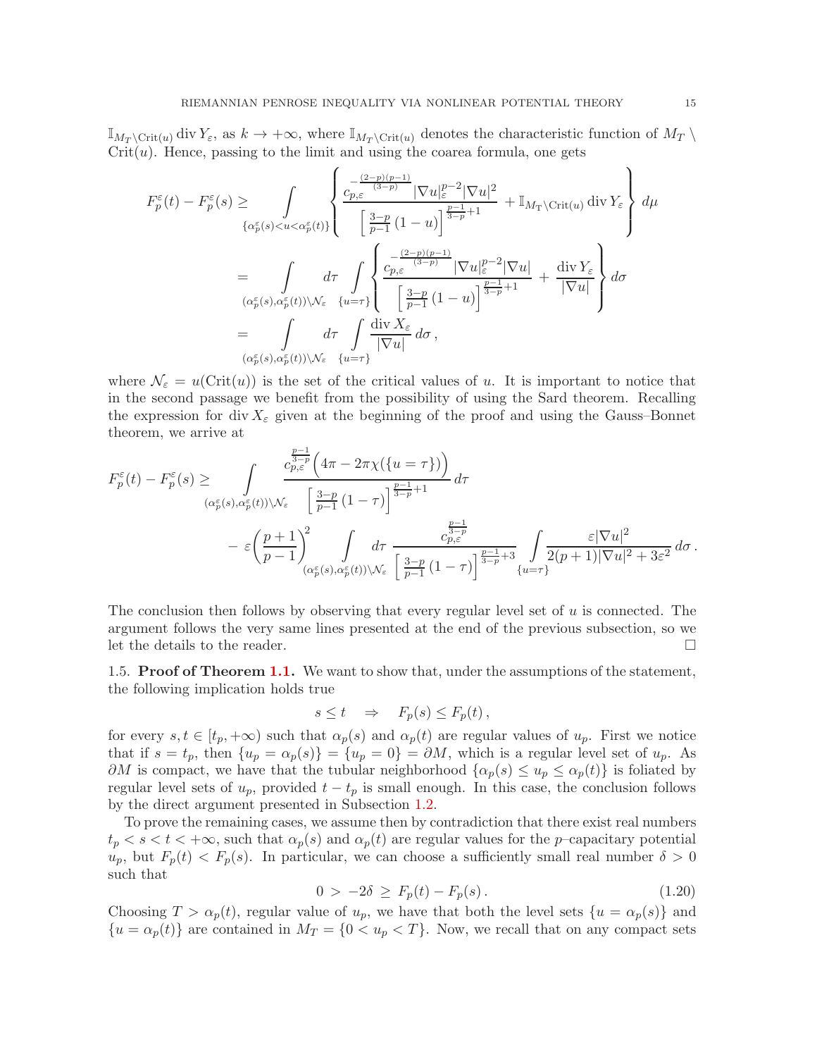$\mathbb{I}_{M_T\setminus \mathrm{Crit}(u)} \operatorname{div} Y_\varepsilon$, as $k \to +\infty$, where $\mathbb{I}_{M_T\setminus \mathrm{Crit}(u)}$ denotes the characteristic function of $M_T \setminus \mathrm{Crit}(u)$. Hence, passing to the limit and using the coarea formula, one gets

$$
\begin{aligned}
F_p^\varepsilon(t) - F_p^\varepsilon(s) &\geq \int\limits_{\{\alpha_p^\varepsilon(s) < u < \alpha_p^\varepsilon(t)\}} \left\{ \frac{c_{p,\varepsilon}^{-\frac{(2-p)(p-1)}{(3-p)}} |\nabla u|_\varepsilon^{p-2} |\nabla u|^2}{\left[\frac{3-p}{p-1}(1-u)\right]^{\frac{p-1}{3-p}+1}} + \mathbb{I}_{M_T\setminus \mathrm{Crit}(u)} \operatorname{div} Y_\varepsilon \right\} d\mu \\
&= \int\limits_{(\alpha_p^\varepsilon(s), \alpha_p^\varepsilon(t))\setminus \mathcal{N}_\varepsilon} d\tau \int\limits_{\{u=\tau\}} \left\{ \frac{c_{p,\varepsilon}^{-\frac{(2-p)(p-1)}{(3-p)}} |\nabla u|_\varepsilon^{p-2} |\nabla u|}{\left[\frac{3-p}{p-1}(1-u)\right]^{\frac{p-1}{3-p}+1}} + \frac{\operatorname{div} Y_\varepsilon}{|\nabla u|} \right\} d\sigma \\
&= \int\limits_{(\alpha_p^\varepsilon(s), \alpha_p^\varepsilon(t))\setminus \mathcal{N}_\varepsilon} d\tau \int\limits_{\{u=\tau\}} \frac{\operatorname{div} X_\varepsilon}{|\nabla u|}\, d\sigma\,,
\end{aligned}
$$

where $\mathcal{N}_\varepsilon = u(\mathrm{Crit}(u))$ is the set of the critical values of $u$. It is important to notice that in the second passage we benefit from the possibility of using the Sard theorem. Recalling the expression for $\operatorname{div} X_\varepsilon$ given at the beginning of the proof and using the Gauss–Bonnet theorem, we arrive at

$$
\begin{aligned}
F_p^\varepsilon(t) - F_p^\varepsilon(s) \geq & \int\limits_{(\alpha_p^\varepsilon(s), \alpha_p^\varepsilon(t))\setminus \mathcal{N}_\varepsilon} \frac{c_{p,\varepsilon}^{\frac{p-1}{3-p}}\Big(4\pi - 2\pi\chi(\{u=\tau\})\Big)}{\left[\frac{3-p}{p-1}(1-\tau)\right]^{\frac{p-1}{3-p}+1}}\, d\tau \\
& - \varepsilon\left(\frac{p+1}{p-1}\right)^2 \int\limits_{(\alpha_p^\varepsilon(s), \alpha_p^\varepsilon(t))\setminus \mathcal{N}_\varepsilon} d\tau\, \frac{c_{p,\varepsilon}^{\frac{p-1}{3-p}}}{\left[\frac{3-p}{p-1}(1-\tau)\right]^{\frac{p-1}{3-p}+3}} \int\limits_{\{u=\tau\}} \frac{\varepsilon|\nabla u|^2}{2(p+1)|\nabla u|^2 + 3\varepsilon^2}\, d\sigma\,.
\end{aligned}
$$

The conclusion then follows by observing that every regular level set of $u$ is connected. The argument follows the very same lines presented at the end of the previous subsection, so we let the details to the reader. □

1.5. **Proof of Theorem 1.1.** We want to show that, under the assumptions of the statement, the following implication holds true

$$
s \leq t \quad \Rightarrow \quad F_p(s) \leq F_p(t)\,,
$$

for every $s, t \in [t_p, +\infty)$ such that $\alpha_p(s)$ and $\alpha_p(t)$ are regular values of $u_p$. First we notice that if $s = t_p$, then $\{u_p = \alpha_p(s)\} = \{u_p = 0\} = \partial M$, which is a regular level set of $u_p$. As $\partial M$ is compact, we have that the tubular neighborhood $\{\alpha_p(s) \leq u_p \leq \alpha_p(t)\}$ is foliated by regular level sets of $u_p$, provided $t - t_p$ is small enough. In this case, the conclusion follows by the direct argument presented in Subsection 1.2.

To prove the remaining cases, we assume then by contradiction that there exist real numbers $t_p < s < t < +\infty$, such that $\alpha_p(s)$ and $\alpha_p(t)$ are regular values for the $p$–capacitary potential $u_p$, but $F_p(t) < F_p(s)$. In particular, we can choose a sufficiently small real number $\delta > 0$ such that

$$
0 \, > \, -2\delta \, \geq \, F_p(t) - F_p(s)\,. \tag{1.20}
$$

Choosing $T > \alpha_p(t)$, regular value of $u_p$, we have that both the level sets $\{u = \alpha_p(s)\}$ and $\{u = \alpha_p(t)\}$ are contained in $M_T = \{0 < u_p < T\}$. Now, we recall that on any compact sets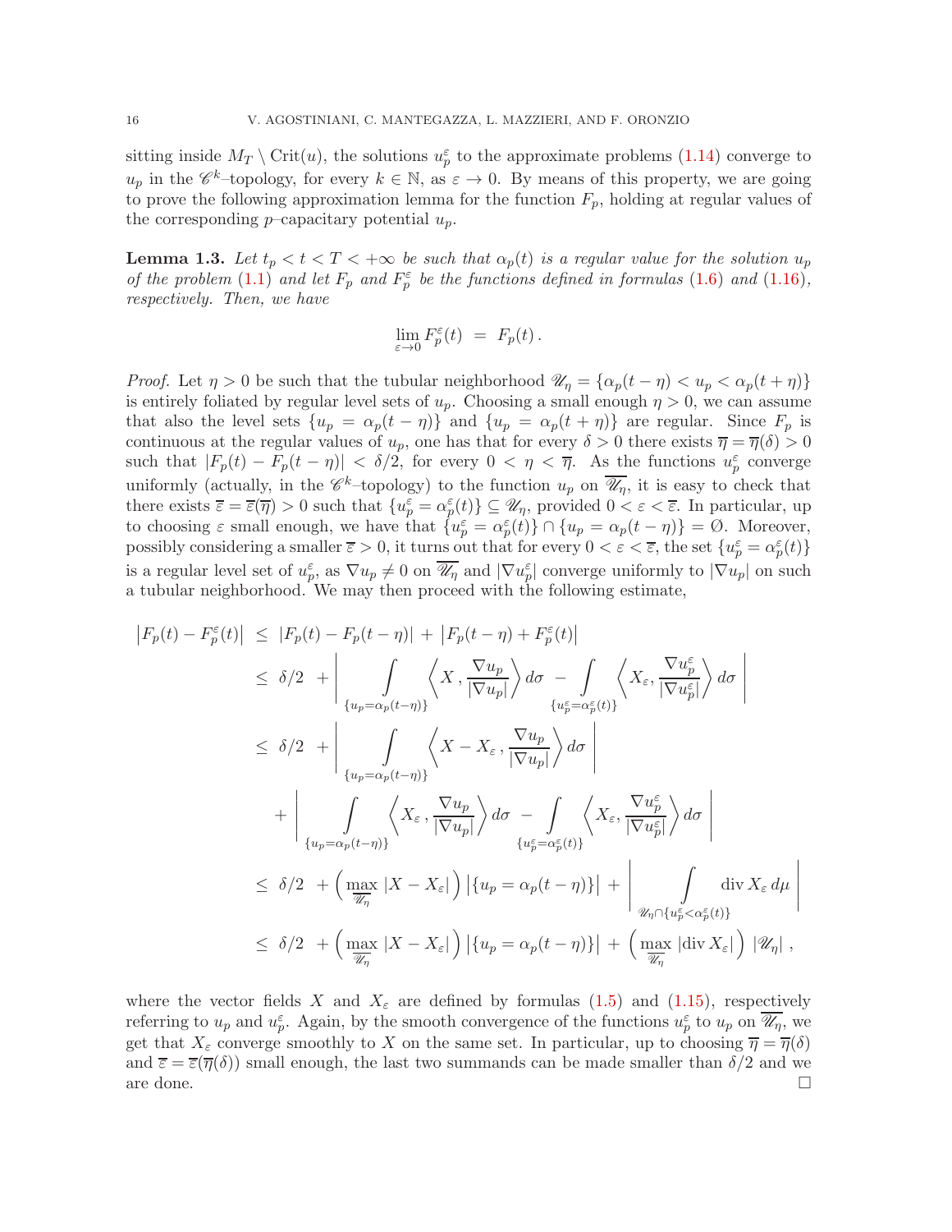sitting inside $M_T \setminus \mathrm{Crit}(u)$, the solutions $u_p^\varepsilon$ to the approximate problems (1.14) converge to $u_p$ in the $\mathscr{C}^k$–topology, for every $k \in \mathbb{N}$, as $\varepsilon \to 0$. By means of this property, we are going to prove the following approximation lemma for the function $F_p$, holding at regular values of the corresponding $p$–capacitary potential $u_p$.

**Lemma 1.3.** *Let $t_p < t < T < +\infty$ be such that $\alpha_p(t)$ is a regular value for the solution $u_p$ of the problem (1.1) and let $F_p$ and $F_p^\varepsilon$ be the functions defined in formulas (1.6) and (1.16), respectively. Then, we have*

$$
\lim_{\varepsilon \to 0} F_p^\varepsilon(t) \;=\; F_p(t)\,.
$$

*Proof.* Let $\eta > 0$ be such that the tubular neighborhood $\mathscr{U}_\eta = \{\alpha_p(t-\eta) < u_p < \alpha_p(t+\eta)\}$ is entirely foliated by regular level sets of $u_p$. Choosing a small enough $\eta > 0$, we can assume that also the level sets $\{u_p = \alpha_p(t-\eta)\}$ and $\{u_p = \alpha_p(t+\eta)\}$ are regular. Since $F_p$ is continuous at the regular values of $u_p$, one has that for every $\delta > 0$ there exists $\overline{\eta} = \overline{\eta}(\delta) > 0$ such that $|F_p(t) - F_p(t-\eta)| < \delta/2$, for every $0 < \eta < \overline{\eta}$. As the functions $u_p^\varepsilon$ converge uniformly (actually, in the $\mathscr{C}^k$–topology) to the function $u_p$ on $\overline{\mathscr{U}_\eta}$, it is easy to check that there exists $\overline{\varepsilon} = \overline{\varepsilon}(\overline{\eta}) > 0$ such that $\{u_p^\varepsilon = \alpha_p^\varepsilon(t)\} \subseteq \mathscr{U}_\eta$, provided $0 < \varepsilon < \overline{\varepsilon}$. In particular, up to choosing $\varepsilon$ small enough, we have that $\{u_p^\varepsilon = \alpha_p^\varepsilon(t)\} \cap \{u_p = \alpha_p(t-\eta)\} = \emptyset$. Moreover, possibly considering a smaller $\overline{\varepsilon} > 0$, it turns out that for every $0 < \varepsilon < \overline{\varepsilon}$, the set $\{u_p^\varepsilon = \alpha_p^\varepsilon(t)\}$ is a regular level set of $u_p^\varepsilon$, as $\nabla u_p \neq 0$ on $\overline{\mathscr{U}_\eta}$ and $|\nabla u_p^\varepsilon|$ converge uniformly to $|\nabla u_p|$ on such a tubular neighborhood. We may then proceed with the following estimate,

$$
\begin{aligned}
\big|F_p(t) - F_p^\varepsilon(t)\big| \;&\leq\; |F_p(t) - F_p(t-\eta)| \,+\, \big|F_p(t-\eta) + F_p^\varepsilon(t)\big| \\
&\leq\; \delta/2 \;+ \left| \int\limits_{\{u_p = \alpha_p(t-\eta)\}} \left\langle X \,, \frac{\nabla u_p}{|\nabla u_p|} \right\rangle d\sigma \;-\; \int\limits_{\{u_p^\varepsilon = \alpha_p^\varepsilon(t)\}} \left\langle X_\varepsilon, \frac{\nabla u_p^\varepsilon}{|\nabla u_p^\varepsilon|} \right\rangle d\sigma \;\right| \\
&\leq\; \delta/2 \;+ \left| \int\limits_{\{u_p = \alpha_p(t-\eta)\}} \left\langle X - X_\varepsilon \,, \frac{\nabla u_p}{|\nabla u_p|} \right\rangle d\sigma \;\right| \\
&\quad\;+ \left| \int\limits_{\{u_p = \alpha_p(t-\eta)\}} \left\langle X_\varepsilon \,, \frac{\nabla u_p}{|\nabla u_p|} \right\rangle d\sigma \;-\; \int\limits_{\{u_p^\varepsilon = \alpha_p^\varepsilon(t)\}} \left\langle X_\varepsilon, \frac{\nabla u_p^\varepsilon}{|\nabla u_p^\varepsilon|} \right\rangle d\sigma \;\right| \\
&\leq\; \delta/2 \;+ \Big( \max_{\overline{\mathscr{U}_\eta}} |X - X_\varepsilon| \Big) \, \big|\{u_p = \alpha_p(t-\eta)\}\big| \,+\, \left| \;\int\limits_{\mathscr{U}_\eta \cap \{u_p^\varepsilon < \alpha_p^\varepsilon(t)\}} \mathrm{div}\, X_\varepsilon \, d\mu \;\right| \\
&\leq\; \delta/2 \;+ \Big( \max_{\overline{\mathscr{U}_\eta}} |X - X_\varepsilon| \Big) \, \big|\{u_p = \alpha_p(t-\eta)\}\big| \,+\, \Big( \max_{\overline{\mathscr{U}_\eta}} |\mathrm{div}\, X_\varepsilon| \Big) \, |\mathscr{U}_\eta| \;,
\end{aligned}
$$

where the vector fields $X$ and $X_\varepsilon$ are defined by formulas (1.5) and (1.15), respectively referring to $u_p$ and $u_p^\varepsilon$. Again, by the smooth convergence of the functions $u_p^\varepsilon$ to $u_p$ on $\overline{\mathscr{U}_\eta}$, we get that $X_\varepsilon$ converge smoothly to $X$ on the same set. In particular, up to choosing $\overline{\eta} = \overline{\eta}(\delta)$ and $\overline{\varepsilon} = \overline{\varepsilon}(\overline{\eta}(\delta))$ small enough, the last two summands can be made smaller than $\delta/2$ and we are done. $\square$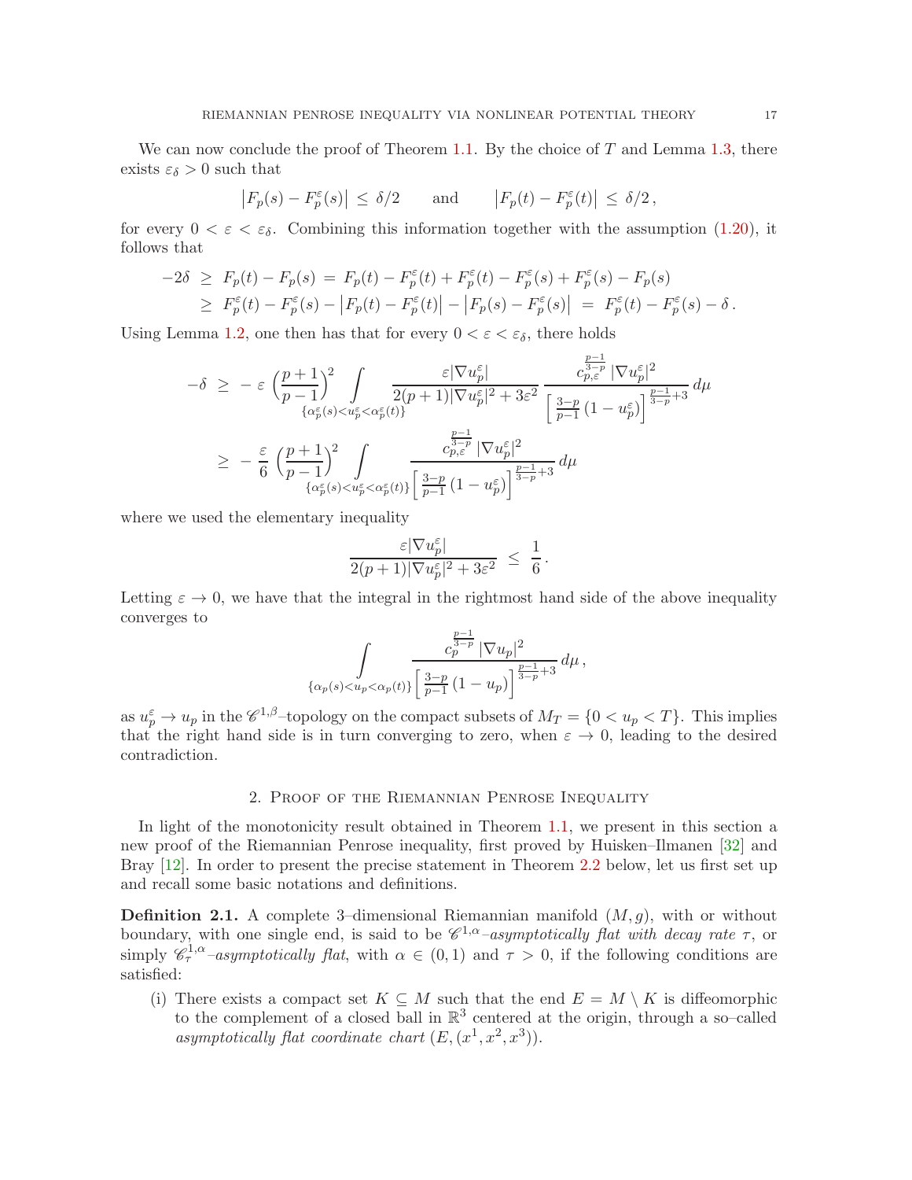We can now conclude the proof of Theorem 1.1. By the choice of $T$ and Lemma 1.3, there exists $\varepsilon_\delta > 0$ such that

$$
\big|F_p(s) - F_p^\varepsilon(s)\big| \,\leq\, \delta/2 \qquad \text{and} \qquad \big|F_p(t) - F_p^\varepsilon(t)\big| \,\leq\, \delta/2\,,
$$

for every $0 < \varepsilon < \varepsilon_\delta$. Combining this information together with the assumption (1.20), it follows that

$$
\begin{aligned}
-2\delta \;&\geq\; F_p(t) - F_p(s) \;=\; F_p(t) - F_p^\varepsilon(t) + F_p^\varepsilon(t) - F_p^\varepsilon(s) + F_p^\varepsilon(s) - F_p(s) \\
&\geq\; F_p^\varepsilon(t) - F_p^\varepsilon(s) - \big|F_p(t) - F_p^\varepsilon(t)\big| - \big|F_p(s) - F_p^\varepsilon(s)\big| \;=\; F_p^\varepsilon(t) - F_p^\varepsilon(s) - \delta\,.
\end{aligned}
$$

Using Lemma 1.2, one then has that for every $0 < \varepsilon < \varepsilon_\delta$, there holds

$$
\begin{aligned}
-\delta \;&\geq\; -\,\varepsilon\,\Big(\frac{p+1}{p-1}\Big)^2 \int\limits_{\{\alpha_p^\varepsilon(s) < u_p^\varepsilon < \alpha_p^\varepsilon(t)\}} \frac{\varepsilon|\nabla u_p^\varepsilon|}{2(p+1)|\nabla u_p^\varepsilon|^2 + 3\varepsilon^2}\, \frac{c_{p,\varepsilon}^{\frac{p-1}{3-p}}\,|\nabla u_p^\varepsilon|^2}{\Big[\frac{3-p}{p-1}\,(1-u_p^\varepsilon)\Big]^{\frac{p-1}{3-p}+3}}\, d\mu \\
&\geq\; -\,\frac{\varepsilon}{6}\,\Big(\frac{p+1}{p-1}\Big)^2 \int\limits_{\{\alpha_p^\varepsilon(s) < u_p^\varepsilon < \alpha_p^\varepsilon(t)\}} \frac{c_{p,\varepsilon}^{\frac{p-1}{3-p}}\,|\nabla u_p^\varepsilon|^2}{\Big[\frac{3-p}{p-1}\,(1-u_p^\varepsilon)\Big]^{\frac{p-1}{3-p}+3}}\, d\mu
\end{aligned}
$$

where we used the elementary inequality

$$
\frac{\varepsilon|\nabla u_p^\varepsilon|}{2(p+1)|\nabla u_p^\varepsilon|^2 + 3\varepsilon^2} \;\leq\; \frac{1}{6}\,.
$$

Letting $\varepsilon \to 0$, we have that the integral in the rightmost hand side of the above inequality converges to

$$
\int\limits_{\{\alpha_p(s) < u_p < \alpha_p(t)\}} \frac{c_p^{\frac{p-1}{3-p}}\,|\nabla u_p|^2}{\Big[\frac{3-p}{p-1}\,(1-u_p)\Big]^{\frac{p-1}{3-p}+3}}\, d\mu\,,
$$

as $u_p^\varepsilon \to u_p$ in the $\mathscr{C}^{1,\beta}$–topology on the compact subsets of $M_T = \{0 < u_p < T\}$. This implies that the right hand side is in turn converging to zero, when $\varepsilon \to 0$, leading to the desired contradiction.

## 2. Proof of the Riemannian Penrose Inequality

In light of the monotonicity result obtained in Theorem 1.1, we present in this section a new proof of the Riemannian Penrose inequality, first proved by Huisken–Ilmanen [32] and Bray [12]. In order to present the precise statement in Theorem 2.2 below, let us first set up and recall some basic notations and definitions.

**Definition 2.1.** A complete 3–dimensional Riemannian manifold $(M, g)$, with or without boundary, with one single end, is said to be $\mathscr{C}^{1,\alpha}$*–asymptotically flat with decay rate* $\tau$, or simply $\mathscr{C}^{1,\alpha}_\tau$*–asymptotically flat*, with $\alpha \in (0,1)$ and $\tau > 0$, if the following conditions are satisfied:

(i) There exists a compact set $K \subseteq M$ such that the end $E = M \setminus K$ is diffeomorphic to the complement of a closed ball in $\mathbb{R}^3$ centered at the origin, through a so–called *asymptotically flat coordinate chart* $(E, (x^1, x^2, x^3))$.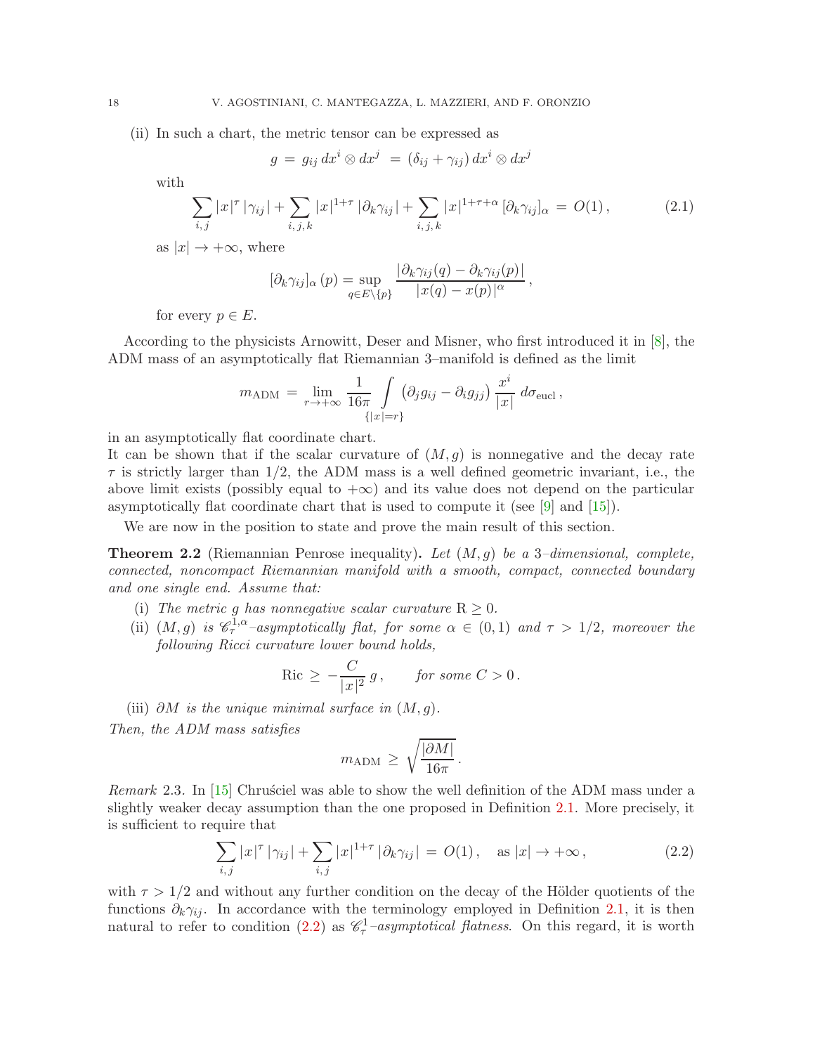(ii) In such a chart, the metric tensor can be expressed as

$$g \,=\, g_{ij}\, dx^i \otimes dx^j \,\;=\, (\delta_{ij} + \gamma_{ij})\, dx^i \otimes dx^j$$

with

$$\sum_{i,j} |x|^{\tau}\, |\gamma_{ij}| + \sum_{i,j,k} |x|^{1+\tau}\, |\partial_k \gamma_{ij}| + \sum_{i,j,k} |x|^{1+\tau+\alpha}\, [\partial_k \gamma_{ij}]_{\alpha} \,=\, O(1)\,, \tag{2.1}$$

as $|x| \to +\infty$, where

$$[\partial_k \gamma_{ij}]_{\alpha}\,(p) = \sup_{q \in E \setminus \{p\}} \frac{|\partial_k \gamma_{ij}(q) - \partial_k \gamma_{ij}(p)|}{|x(q) - x(p)|^{\alpha}}\,,$$

for every $p \in E$.

According to the physicists Arnowitt, Deser and Misner, who first introduced it in [8], the ADM mass of an asymptotically flat Riemannian 3–manifold is defined as the limit

$$m_{\mathrm{ADM}} \,=\, \lim_{r \to +\infty} \frac{1}{16\pi} \int\limits_{\{|x|=r\}} \big(\partial_j g_{ij} - \partial_i g_{jj}\big)\, \frac{x^i}{|x|}\, d\sigma_{\mathrm{eucl}}\,,$$

in an asymptotically flat coordinate chart.
It can be shown that if the scalar curvature of $(M, g)$ is nonnegative and the decay rate $\tau$ is strictly larger than $1/2$, the ADM mass is a well defined geometric invariant, i.e., the above limit exists (possibly equal to $+\infty$) and its value does not depend on the particular asymptotically flat coordinate chart that is used to compute it (see [9] and [15]).

We are now in the position to state and prove the main result of this section.

**Theorem 2.2** (Riemannian Penrose inequality)**.** *Let $(M, g)$ be a 3–dimensional, complete, connected, noncompact Riemannian manifold with a smooth, compact, connected boundary and one single end. Assume that:*

(i) *The metric $g$ has nonnegative scalar curvature $\mathrm{R} \geq 0$.*

(ii) *$(M, g)$ is $\mathscr{C}^{1,\alpha}_{\tau}$–asymptotically flat, for some $\alpha \in (0, 1)$ and $\tau > 1/2$, moreover the following Ricci curvature lower bound holds,*

$$\mathrm{Ric} \,\geq\, -\frac{C}{|x|^2}\, g\,, \qquad \textit{for some } C > 0\,.$$

(iii) *$\partial M$ is the unique minimal surface in $(M, g)$.*

*Then, the ADM mass satisfies*

$$m_{\mathrm{ADM}} \,\geq\, \sqrt{\frac{|\partial M|}{16\pi}}\,.$$

*Remark* 2.3. In [15] Chruściel was able to show the well definition of the ADM mass under a slightly weaker decay assumption than the one proposed in Definition 2.1. More precisely, it is sufficient to require that

$$\sum_{i,j} |x|^{\tau}\, |\gamma_{ij}| + \sum_{i,j} |x|^{1+\tau}\, |\partial_k \gamma_{ij}| \,=\, O(1)\,, \quad \text{as } |x| \to +\infty\,, \tag{2.2}$$

with $\tau > 1/2$ and without any further condition on the decay of the Hölder quotients of the functions $\partial_k \gamma_{ij}$. In accordance with the terminology employed in Definition 2.1, it is then natural to refer to condition (2.2) as $\mathscr{C}^{1}_{\tau}$*–asymptotical flatness*. On this regard, it is worth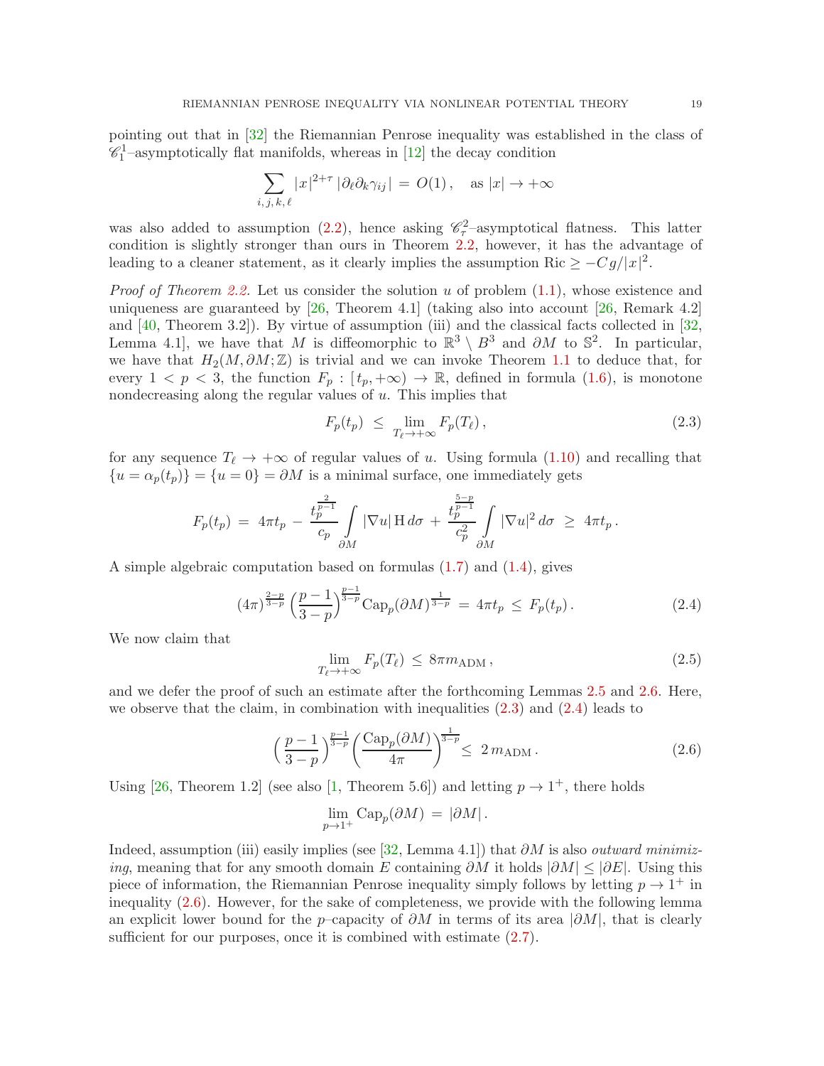pointing out that in [32] the Riemannian Penrose inequality was established in the class of $\mathscr{C}^1_1$–asymptotically flat manifolds, whereas in [12] the decay condition

$$\sum_{i,j,k,\ell} |x|^{2+\tau}\, |\partial_\ell \partial_k \gamma_{ij}| \,=\, O(1)\,, \quad \text{as } |x| \to +\infty$$

was also added to assumption (2.2), hence asking $\mathscr{C}^2_\tau$–asymptotical flatness. This latter condition is slightly stronger than ours in Theorem 2.2, however, it has the advantage of leading to a cleaner statement, as it clearly implies the assumption $\mathrm{Ric} \geq -Cg/|x|^2$.

*Proof of Theorem 2.2.* Let us consider the solution $u$ of problem (1.1), whose existence and uniqueness are guaranteed by [26, Theorem 4.1] (taking also into account [26, Remark 4.2] and [40, Theorem 3.2]). By virtue of assumption (iii) and the classical facts collected in [32, Lemma 4.1], we have that $M$ is diffeomorphic to $\mathbb{R}^3 \setminus B^3$ and $\partial M$ to $\mathbb{S}^2$. In particular, we have that $H_2(M, \partial M; \mathbb{Z})$ is trivial and we can invoke Theorem 1.1 to deduce that, for every $1 < p < 3$, the function $F_p : [\,t_p, +\infty) \to \mathbb{R}$, defined in formula (1.6), is monotone nondecreasing along the regular values of $u$. This implies that

$$F_p(t_p) \;\leq\; \lim_{T_\ell \to +\infty} F_p(T_\ell)\,, \tag{2.3}$$

for any sequence $T_\ell \to +\infty$ of regular values of $u$. Using formula (1.10) and recalling that $\{u = \alpha_p(t_p)\} = \{u = 0\} = \partial M$ is a minimal surface, one immediately gets

$$F_p(t_p) \;=\; 4\pi t_p \;-\; \frac{t_p^{\frac{2}{p-1}}}{c_p} \int\limits_{\partial M} |\nabla u|\, \mathrm{H}\, d\sigma \;+\; \frac{t_p^{\frac{5-p}{p-1}}}{c_p^2} \int\limits_{\partial M} |\nabla u|^2\, d\sigma \;\geq\; 4\pi t_p\,.$$

A simple algebraic computation based on formulas (1.7) and (1.4), gives

$$(4\pi)^{\frac{2-p}{3-p}} \left(\frac{p-1}{3-p}\right)^{\frac{p-1}{3-p}} \mathrm{Cap}_p(\partial M)^{\frac{1}{3-p}} \;=\; 4\pi t_p \;\leq\; F_p(t_p)\,. \tag{2.4}$$

We now claim that

$$\lim_{T_\ell \to +\infty} F_p(T_\ell) \;\leq\; 8\pi m_{\mathrm{ADM}}\,, \tag{2.5}$$

and we defer the proof of such an estimate after the forthcoming Lemmas 2.5 and 2.6. Here, we observe that the claim, in combination with inequalities (2.3) and (2.4) leads to

$$\Big(\frac{p-1}{3-p}\Big)^{\frac{p-1}{3-p}} \Big(\frac{\mathrm{Cap}_p(\partial M)}{4\pi}\Big)^{\frac{1}{3-p}} \leq\; 2\, m_{\mathrm{ADM}}\,. \tag{2.6}$$

Using [26, Theorem 1.2] (see also [1, Theorem 5.6]) and letting $p \to 1^+$, there holds

$$\lim_{p \to 1^+} \mathrm{Cap}_p(\partial M) \;=\; |\partial M|\,.$$

Indeed, assumption (iii) easily implies (see [32, Lemma 4.1]) that $\partial M$ is also *outward minimizing*, meaning that for any smooth domain $E$ containing $\partial M$ it holds $|\partial M| \leq |\partial E|$. Using this piece of information, the Riemannian Penrose inequality simply follows by letting $p \to 1^+$ in inequality (2.6). However, for the sake of completeness, we provide with the following lemma an explicit lower bound for the $p$–capacity of $\partial M$ in terms of its area $|\partial M|$, that is clearly sufficient for our purposes, once it is combined with estimate (2.7).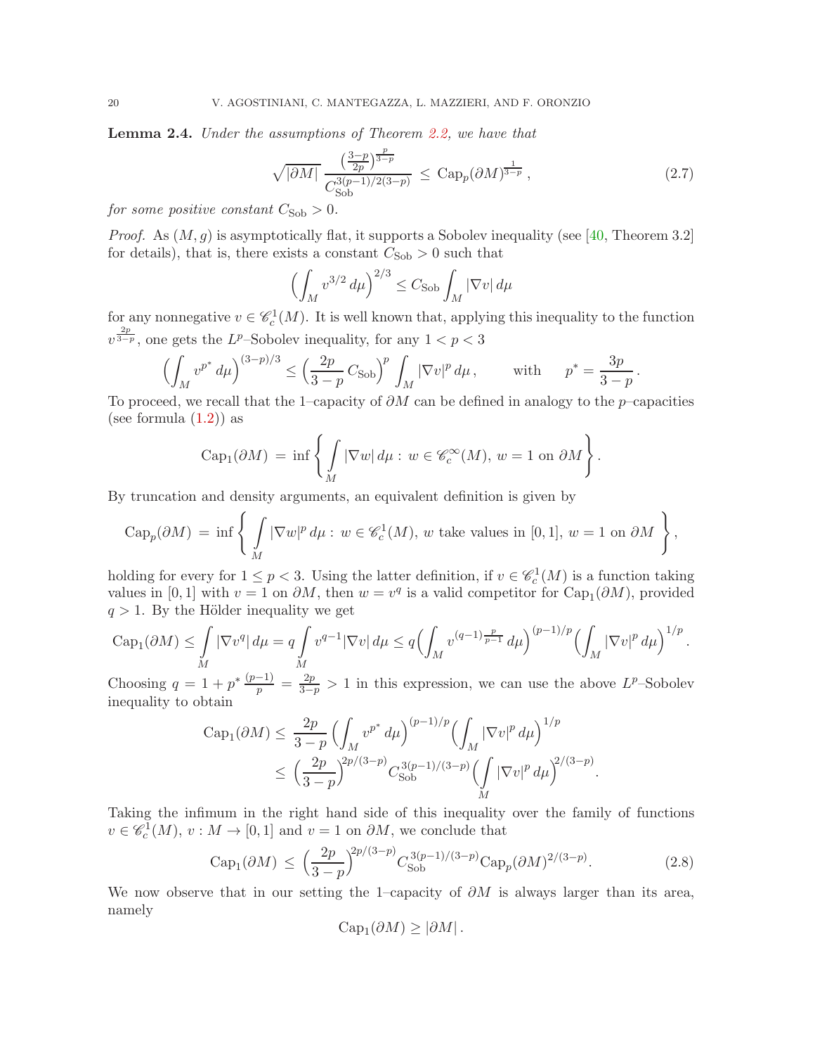**Lemma 2.4.** *Under the assumptions of Theorem 2.2, we have that*

$$\sqrt{|\partial M|}\,\frac{\left(\frac{3-p}{2p}\right)^{\frac{p}{3-p}}}{C_{\mathrm{Sob}}^{3(p-1)/2(3-p)}}\;\leq\;\mathrm{Cap}_p(\partial M)^{\frac{1}{3-p}}\,, \tag{2.7}$$

*for some positive constant $C_{\mathrm{Sob}} > 0$.*

*Proof.* As $(M, g)$ is asymptotically flat, it supports a Sobolev inequality (see [40, Theorem 3.2] for details), that is, there exists a constant $C_{\mathrm{Sob}} > 0$ such that

$$\Big(\int_M v^{3/2}\,d\mu\Big)^{2/3} \leq C_{\mathrm{Sob}}\int_M |\nabla v|\,d\mu$$

for any nonnegative $v \in \mathscr{C}^1_c(M)$. It is well known that, applying this inequality to the function $v^{\frac{2p}{3-p}}$, one gets the $L^p$–Sobolev inequality, for any $1 < p < 3$

$$\Big(\int_M v^{p^*}\,d\mu\Big)^{(3-p)/3} \leq \Big(\frac{2p}{3-p}\,C_{\mathrm{Sob}}\Big)^p\int_M |\nabla v|^p\,d\mu\,, \qquad \text{with} \qquad p^* = \frac{3p}{3-p}\,.$$

To proceed, we recall that the 1–capacity of $\partial M$ can be defined in analogy to the $p$–capacities (see formula (1.2)) as

$$\mathrm{Cap}_1(\partial M)\;=\;\inf\left\{\int_M |\nabla w|\,d\mu\,:\,w \in \mathscr{C}^\infty_c(M),\,w = 1 \text{ on } \partial M\right\}.$$

By truncation and density arguments, an equivalent definition is given by

$$\mathrm{Cap}_p(\partial M)\;=\;\inf\left\{\int_M |\nabla w|^p\,d\mu\,:\,w \in \mathscr{C}^1_c(M),\,w \text{ take values in } [0,1],\,w = 1 \text{ on } \partial M\right\},$$

holding for every for $1 \leq p < 3$. Using the latter definition, if $v \in \mathscr{C}^1_c(M)$ is a function taking values in $[0, 1]$ with $v = 1$ on $\partial M$, then $w = v^q$ is a valid competitor for $\mathrm{Cap}_1(\partial M)$, provided $q > 1$. By the Hölder inequality we get

$$\mathrm{Cap}_1(\partial M) \leq \int_M |\nabla v^q|\,d\mu = q\int_M v^{q-1}|\nabla v|\,d\mu \leq q\Big(\int_M v^{(q-1)\frac{p}{p-1}}\,d\mu\Big)^{(p-1)/p}\Big(\int_M |\nabla v|^p\,d\mu\Big)^{1/p}.$$

Choosing $q = 1 + p^*\frac{(p-1)}{p} = \frac{2p}{3-p} > 1$ in this expression, we can use the above $L^p$–Sobolev inequality to obtain

$$\begin{aligned}
\mathrm{Cap}_1(\partial M) &\leq \frac{2p}{3-p}\Big(\int_M v^{p^*}\,d\mu\Big)^{(p-1)/p}\Big(\int_M |\nabla v|^p\,d\mu\Big)^{1/p}\\
&\leq \Big(\frac{2p}{3-p}\Big)^{2p/(3-p)}C_{\mathrm{Sob}}^{3(p-1)/(3-p)}\Big(\int_M |\nabla v|^p\,d\mu\Big)^{2/(3-p)}.
\end{aligned}$$

Taking the infimum in the right hand side of this inequality over the family of functions $v \in \mathscr{C}^1_c(M)$, $v : M \to [0, 1]$ and $v = 1$ on $\partial M$, we conclude that

$$\mathrm{Cap}_1(\partial M)\;\leq\;\Big(\frac{2p}{3-p}\Big)^{2p/(3-p)}C_{\mathrm{Sob}}^{3(p-1)/(3-p)}\mathrm{Cap}_p(\partial M)^{2/(3-p)}. \tag{2.8}$$

We now observe that in our setting the 1–capacity of $\partial M$ is always larger than its area, namely

$$\mathrm{Cap}_1(\partial M) \geq |\partial M|\,.$$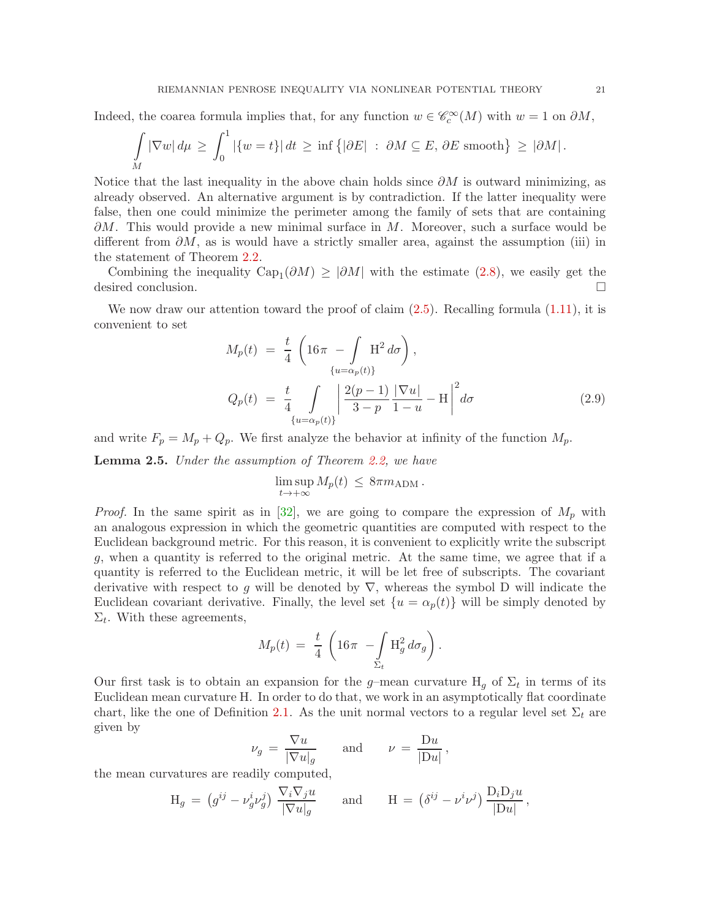Indeed, the coarea formula implies that, for any function $w \in \mathscr{C}^\infty_c(M)$ with $w = 1$ on $\partial M$,

$$\int\limits_M |\nabla w| \, d\mu \, \geq \, \int_0^1 |\{w = t\}| \, dt \, \geq \, \inf \big\{ |\partial E| \, : \, \partial M \subseteq E, \, \partial E \text{ smooth} \big\} \, \geq \, |\partial M| \, .$$

Notice that the last inequality in the above chain holds since $\partial M$ is outward minimizing, as already observed. An alternative argument is by contradiction. If the latter inequality were false, then one could minimize the perimeter among the family of sets that are containing $\partial M$. This would provide a new minimal surface in $M$. Moreover, such a surface would be different from $\partial M$, as is would have a strictly smaller area, against the assumption (iii) in the statement of Theorem 2.2.

Combining the inequality $\mathrm{Cap}_1(\partial M) \geq |\partial M|$ with the estimate (2.8), we easily get the desired conclusion. $\square$

We now draw our attention toward the proof of claim (2.5). Recalling formula (1.11), it is convenient to set

$$\begin{aligned} M_p(t) \, &= \, \frac{t}{4} \, \left( 16\pi \, - \int\limits_{\{u = \alpha_p(t)\}} \mathrm{H}^2 \, d\sigma \right), \\ Q_p(t) \, &= \, \frac{t}{4} \int\limits_{\{u = \alpha_p(t)\}} \left| \, \frac{2(p-1)}{3-p} \, \frac{|\nabla u|}{1-u} - \mathrm{H} \, \right|^2 d\sigma \end{aligned} \tag{2.9}$$

and write $F_p = M_p + Q_p$. We first analyze the behavior at infinity of the function $M_p$.

**Lemma 2.5.** *Under the assumption of Theorem 2.2, we have*

$$\limsup_{t \to +\infty} M_p(t) \, \leq \, 8\pi m_{\mathrm{ADM}} \, .$$

*Proof.* In the same spirit as in [32], we are going to compare the expression of $M_p$ with an analogous expression in which the geometric quantities are computed with respect to the Euclidean background metric. For this reason, it is convenient to explicitly write the subscript $g$, when a quantity is referred to the original metric. At the same time, we agree that if a quantity is referred to the Euclidean metric, it will be let free of subscripts. The covariant derivative with respect to $g$ will be denoted by $\nabla$, whereas the symbol $\mathrm{D}$ will indicate the Euclidean covariant derivative. Finally, the level set $\{u = \alpha_p(t)\}$ will be simply denoted by $\Sigma_t$. With these agreements,

$$M_p(t) \, = \, \frac{t}{4} \, \left( 16\pi \, - \int\limits_{\Sigma_t} \mathrm{H}_g^2 \, d\sigma_g \right).$$

Our first task is to obtain an expansion for the $g$–mean curvature $\mathrm{H}_g$ of $\Sigma_t$ in terms of its Euclidean mean curvature $\mathrm{H}$. In order to do that, we work in an asymptotically flat coordinate chart, like the one of Definition 2.1. As the unit normal vectors to a regular level set $\Sigma_t$ are given by

$$\nu_g \, = \, \frac{\nabla u}{|\nabla u|_g} \qquad \text{and} \qquad \nu \, = \, \frac{\mathrm{D} u}{|\mathrm{D} u|} \, ,$$

the mean curvatures are readily computed,

$$\mathrm{H}_g \, = \, \left( g^{ij} - \nu_g^i \nu_g^j \right) \frac{\nabla_i \nabla_j u}{|\nabla u|_g} \qquad \text{and} \qquad \mathrm{H} \, = \, \left( \delta^{ij} - \nu^i \nu^j \right) \frac{\mathrm{D}_i \mathrm{D}_j u}{|\mathrm{D} u|} \, ,$$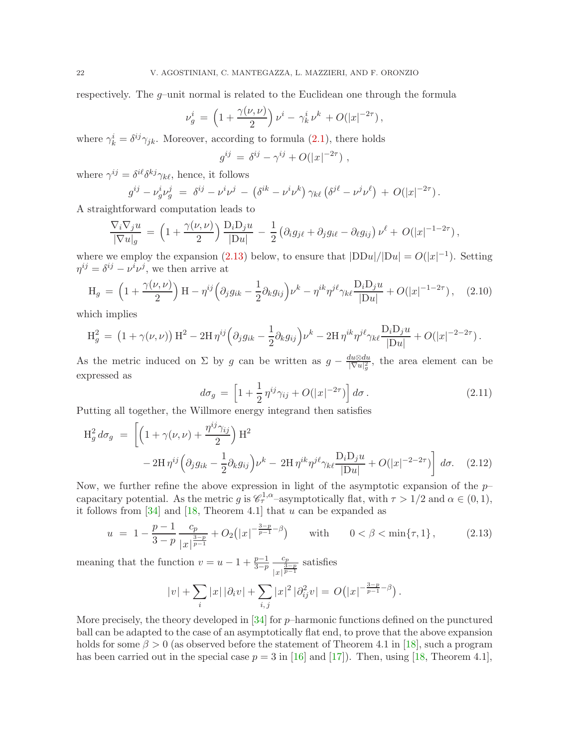respectively. The $g$–unit normal is related to the Euclidean one through the formula

$$\nu_g^i \,=\, \Big(1+\frac{\gamma(\nu,\nu)}{2}\Big)\,\nu^i \,-\, \gamma_k^i\,\nu^k \,+O(|x|^{-2\tau})\,,$$

where $\gamma_k^i = \delta^{ij}\gamma_{jk}$. Moreover, according to formula (2.1), there holds

$$g^{ij} \,=\, \delta^{ij} - \gamma^{ij} + O(|x|^{-2\tau})\;,$$

where $\gamma^{ij} = \delta^{i\ell}\delta^{kj}\gamma_{k\ell}$, hence, it follows

$$g^{ij} - \nu_g^i\nu_g^j \,=\, \delta^{ij} - \nu^i\nu^j \,-\, \big(\delta^{ik}-\nu^i\nu^k\big)\,\gamma_{k\ell}\,\big(\delta^{j\ell}-\nu^j\nu^\ell\big) \,+\, O(|x|^{-2\tau})\,.$$

A straightforward computation leads to

$$\frac{\nabla_i\nabla_j u}{|\nabla u|_g} \,=\, \Big(1+\frac{\gamma(\nu,\nu)}{2}\Big)\,\frac{\mathrm{D}_i\mathrm{D}_j u}{|\mathrm{D}u|} \,-\, \frac{1}{2}\left(\partial_i g_{j\ell}+\partial_j g_{i\ell}-\partial_\ell g_{ij}\right)\nu^\ell \,+\, O(|x|^{-1-2\tau})\,,$$

where we employ the expansion (2.13) below, to ensure that $|\mathrm{DD}u|/|\mathrm{D}u| = O(|x|^{-1})$. Setting $\eta^{ij} = \delta^{ij}-\nu^i\nu^j$, we then arrive at

$$\mathrm{H}_g \,=\, \Big(1+\frac{\gamma(\nu,\nu)}{2}\Big)\,\mathrm{H} - \eta^{ij}\Big(\partial_j g_{ik} - \frac{1}{2}\partial_k g_{ij}\Big)\nu^k - \eta^{ik}\eta^{j\ell}\gamma_{k\ell}\frac{\mathrm{D}_i\mathrm{D}_j u}{|\mathrm{D}u|} + O(|x|^{-1-2\tau})\,, \quad (2.10)$$

which implies

$$\mathrm{H}_g^2 \,=\, \big(1+\gamma(\nu,\nu)\big)\,\mathrm{H}^2 - 2\mathrm{H}\,\eta^{ij}\Big(\partial_j g_{ik} - \frac{1}{2}\partial_k g_{ij}\Big)\nu^k - 2\mathrm{H}\,\eta^{ik}\eta^{j\ell}\gamma_{k\ell}\frac{\mathrm{D}_i\mathrm{D}_j u}{|\mathrm{D}u|} + O(|x|^{-2-2\tau})\,.$$

As the metric induced on $\Sigma$ by $g$ can be written as $g - \frac{du\otimes du}{|\nabla u|_g^2}$, the area element can be expressed as

$$d\sigma_g \,=\, \Big[1+\frac{1}{2}\,\eta^{ij}\gamma_{ij} + O(|x|^{-2\tau})\Big]\,d\sigma\,. \quad (2.11)$$

Putting all together, the Willmore energy integrand then satisfies

$$\begin{aligned}\mathrm{H}_g^2\,d\sigma_g \,=\, \bigg[&\Big(1+\gamma(\nu,\nu)+\frac{\eta^{ij}\gamma_{ij}}{2}\Big)\,\mathrm{H}^2 \\ &- 2\mathrm{H}\,\eta^{ij}\Big(\partial_j g_{ik} - \frac{1}{2}\partial_k g_{ij}\Big)\nu^k -\, 2\mathrm{H}\,\eta^{ik}\eta^{j\ell}\gamma_{k\ell}\frac{\mathrm{D}_i\mathrm{D}_j u}{|\mathrm{D}u|} + O(|x|^{-2-2\tau})\bigg]\,d\sigma. \quad (2.12)\end{aligned}$$

Now, we further refine the above expression in light of the asymptotic expansion of the $p$–capacitary potential. As the metric $g$ is $\mathscr{C}^{1,\alpha}_\tau$–asymptotically flat, with $\tau > 1/2$ and $\alpha \in (0,1)$, it follows from [34] and [18, Theorem 4.1] that $u$ can be expanded as

$$u \,=\, 1 - \frac{p-1}{3-p}\,\frac{c_p}{|x|^{\frac{3-p}{p-1}}} + O_2\big(|x|^{-\frac{3-p}{p-1}-\beta}\big) \qquad \text{with} \qquad 0<\beta<\min\{\tau,1\}\,, \quad (2.13)$$

meaning that the function $v = u - 1 + \frac{p-1}{3-p}\frac{c_p}{|x|^{\frac{3-p}{p-1}}}$ satisfies

$$|v| + \sum_i |x|\,|\partial_i v| + \sum_{i,j}|x|^2\,|\partial^2_{ij}v| \,=\, O\big(|x|^{-\frac{3-p}{p-1}-\beta}\big)\,.$$

More precisely, the theory developed in [34] for $p$–harmonic functions defined on the punctured ball can be adapted to the case of an asymptotically flat end, to prove that the above expansion holds for some $\beta > 0$ (as observed before the statement of Theorem 4.1 in [18], such a program has been carried out in the special case $p=3$ in [16] and [17]). Then, using [18, Theorem 4.1],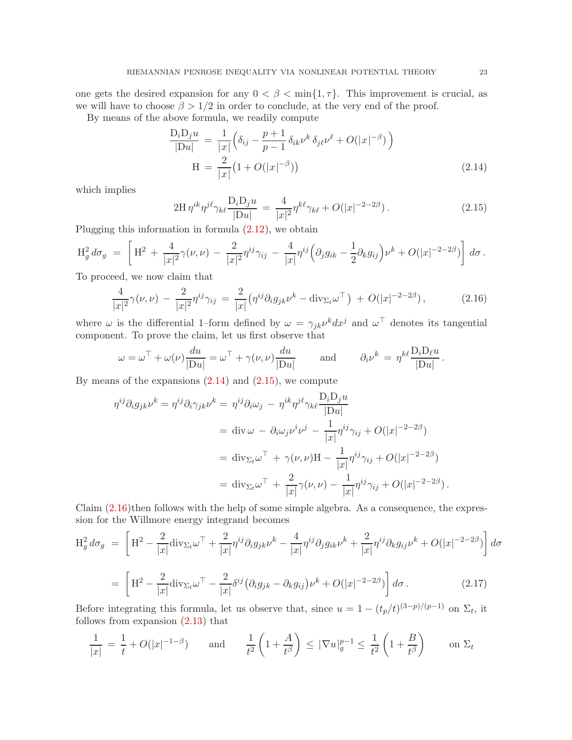one gets the desired expansion for any $0 < \beta < \min\{1, \tau\}$. This improvement is crucial, as we will have to choose $\beta > 1/2$ in order to conclude, at the very end of the proof.

By means of the above formula, we readily compute

$$
\begin{aligned}
\frac{\mathrm{D}_i\mathrm{D}_j u}{|\mathrm{D}u|} \,&=\, \frac{1}{|x|}\Big(\delta_{ij} - \frac{p+1}{p-1}\,\delta_{ik}\nu^k\,\delta_{j\ell}\nu^\ell + O(|x|^{-\beta})\,\Big)\\
\mathrm{H} \,&=\, \frac{2}{|x|}\big(1 + O(|x|^{-\beta})\big)
\end{aligned}
\tag{2.14}
$$

which implies

$$
2\mathrm{H}\,\eta^{ik}\eta^{j\ell}\gamma_{k\ell}\frac{\mathrm{D}_i\mathrm{D}_j u}{|\mathrm{D}u|} \,=\, \frac{4}{|x|^2}\eta^{k\ell}\gamma_{k\ell} + O(|x|^{-2-2\beta})\,. \tag{2.15}
$$

Plugging this information in formula (2.12), we obtain

$$
\mathrm{H}_g^2\,d\sigma_g \;=\; \left[\,\mathrm{H}^2 \,+\, \frac{4}{|x|^2}\gamma(\nu,\nu) \,-\, \frac{2}{|x|^2}\eta^{ij}\gamma_{ij} \,-\, \frac{4}{|x|}\eta^{ij}\Big(\partial_j g_{ik} - \frac{1}{2}\partial_k g_{ij}\Big)\nu^k + O(|x|^{-2-2\beta})\right]\,d\sigma\,.
$$

To proceed, we now claim that

$$
\frac{4}{|x|^2}\gamma(\nu,\nu) \,-\, \frac{2}{|x|^2}\eta^{ij}\gamma_{ij} \,=\, \frac{2}{|x|}\big(\eta^{ij}\partial_i g_{jk}\nu^k - \mathrm{div}_{\Sigma_t}\omega^\top\big) \,+\, O(|x|^{-2-2\beta})\,, \tag{2.16}
$$

where $\omega$ is the differential 1–form defined by $\omega = \gamma_{jk}\nu^k dx^j$ and $\omega^\top$ denotes its tangential component. To prove the claim, let us first observe that

$$
\omega = \omega^\top + \omega(\nu)\frac{du}{|\mathrm{D}u|} = \omega^\top + \gamma(\nu,\nu)\frac{du}{|\mathrm{D}u|} \qquad \text{and} \qquad \partial_i\nu^k \,=\, \eta^{k\ell}\frac{\mathrm{D}_i\mathrm{D}_\ell u}{|\mathrm{D}u|}\,.
$$

By means of the expansions (2.14) and (2.15), we compute

$$
\begin{aligned}
\eta^{ij}\partial_i g_{jk}\nu^k = \eta^{ij}\partial_i\gamma_{jk}\nu^k &=\, \eta^{ij}\partial_i\omega_j \,-\, \eta^{ik}\eta^{j\ell}\gamma_{k\ell}\frac{\mathrm{D}_i\mathrm{D}_j u}{|\mathrm{D}u|}\\
&=\, \mathrm{div}\,\omega \,-\, \partial_i\omega_j\nu^i\nu^j \,-\, \frac{1}{|x|}\eta^{ij}\gamma_{ij} + O(|x|^{-2-2\beta})\\
&=\, \mathrm{div}_{\Sigma_t}\omega^\top \,+\, \gamma(\nu,\nu)\mathrm{H} - \frac{1}{|x|}\eta^{ij}\gamma_{ij} + O(|x|^{-2-2\beta})\\
&=\, \mathrm{div}_{\Sigma_t}\omega^\top \,+\, \frac{2}{|x|}\gamma(\nu,\nu) - \frac{1}{|x|}\eta^{ij}\gamma_{ij} + O(|x|^{-2-2\beta})\,.
\end{aligned}
$$

Claim (2.16)then follows with the help of some simple algebra. As a consequence, the expression for the Willmore energy integrand becomes

$$
\begin{aligned}
\mathrm{H}_g^2\,d\sigma_g \;&=\; \left[\mathrm{H}^2 - \frac{2}{|x|}\mathrm{div}_{\Sigma_t}\omega^\top + \frac{2}{|x|}\eta^{ij}\partial_i g_{jk}\nu^k - \frac{4}{|x|}\eta^{ij}\partial_j g_{ik}\nu^k + \frac{2}{|x|}\eta^{ij}\partial_k g_{ij}\nu^k + O(|x|^{-2-2\beta})\right]d\sigma\\
&=\; \left[\mathrm{H}^2 - \frac{2}{|x|}\mathrm{div}_{\Sigma_t}\omega^\top - \frac{2}{|x|}\delta^{ij}\big(\partial_i g_{jk} - \partial_k g_{ij}\big)\nu^k + O(|x|^{-2-2\beta})\right]d\sigma\,.
\end{aligned}
\tag{2.17}
$$

Before integrating this formula, let us observe that, since $u = 1 - (t_p/t)^{(3-p)/(p-1)}$ on $\Sigma_t$, it follows from expansion (2.13) that

$$
\frac{1}{|x|} \,=\, \frac{1}{t} + O(|x|^{-1-\beta}) \qquad \text{and} \qquad \frac{1}{t^2}\left(1 + \frac{A}{t^\beta}\right) \,\le\, |\nabla u|_g^{p-1} \le\, \frac{1}{t^2}\left(1 + \frac{B}{t^\beta}\right) \qquad \text{on } \Sigma_t
$$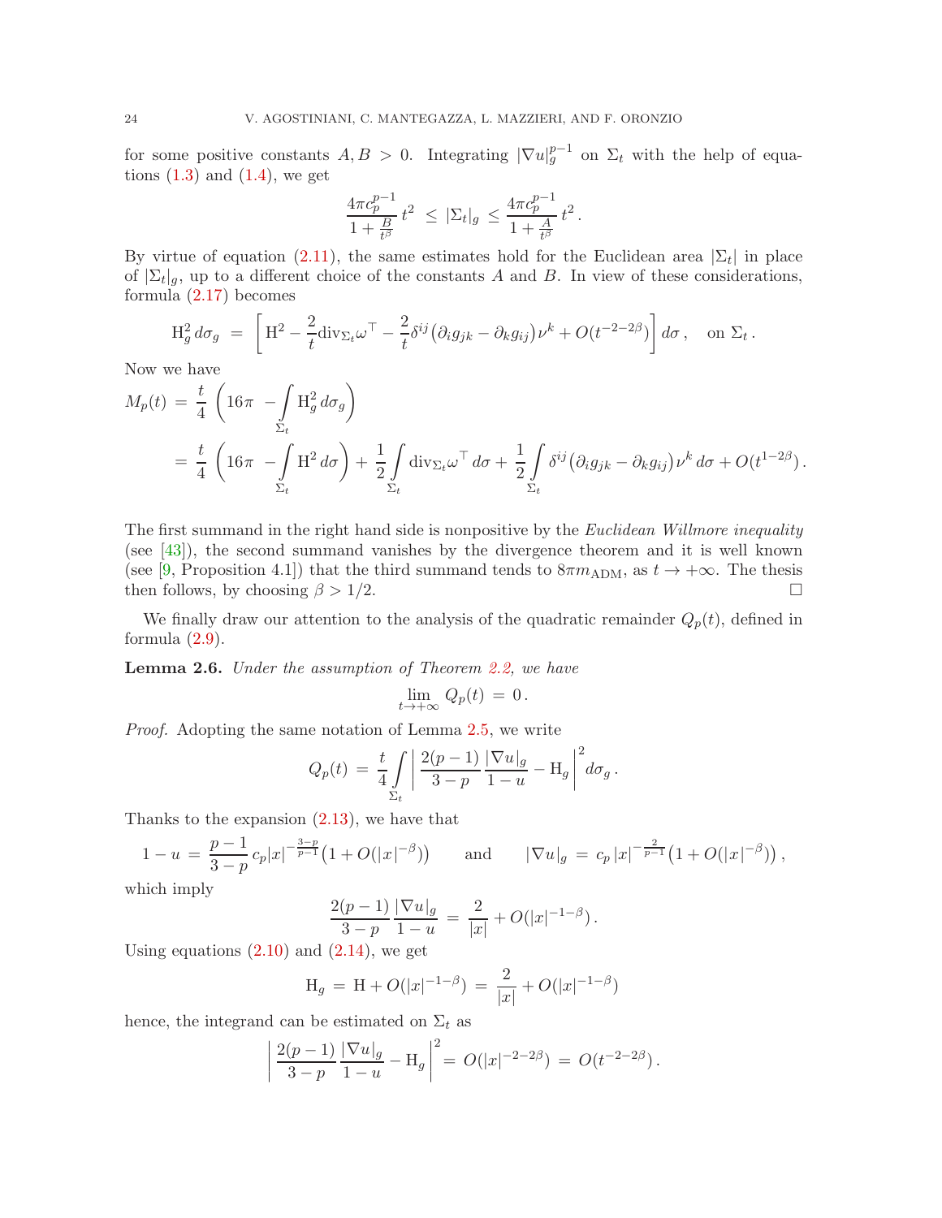for some positive constants $A, B > 0$. Integrating $|\nabla u|_g^{p-1}$ on $\Sigma_t$ with the help of equations (1.3) and (1.4), we get

$$\frac{4\pi c_p^{p-1}}{1+\frac{B}{t^\beta}}\, t^2 \;\leq\; |\Sigma_t|_g \;\leq\; \frac{4\pi c_p^{p-1}}{1+\frac{A}{t^\beta}}\, t^2 \,.$$

By virtue of equation (2.11), the same estimates hold for the Euclidean area $|\Sigma_t|$ in place of $|\Sigma_t|_g$, up to a different choice of the constants $A$ and $B$. In view of these considerations, formula (2.17) becomes

$$\mathrm{H}_g^2\, d\sigma_g \;=\; \left[\mathrm{H}^2 - \frac{2}{t}\mathrm{div}_{\Sigma_t}\omega^\top - \frac{2}{t}\delta^{ij}\big(\partial_i g_{jk} - \partial_k g_{ij}\big)\nu^k + O(t^{-2-2\beta})\right] d\sigma\,, \quad \text{on } \Sigma_t\,.$$

Now we have

$$\begin{aligned}
M_p(t) \;&=\; \frac{t}{4}\left(16\pi \;-\int_{\Sigma_t}\mathrm{H}_g^2\, d\sigma_g\right)\\
&=\; \frac{t}{4}\left(16\pi \;-\int_{\Sigma_t}\mathrm{H}^2\, d\sigma\right) + \frac{1}{2}\int_{\Sigma_t}\mathrm{div}_{\Sigma_t}\omega^\top\, d\sigma + \frac{1}{2}\int_{\Sigma_t}\delta^{ij}\big(\partial_i g_{jk} - \partial_k g_{ij}\big)\nu^k\, d\sigma + O(t^{1-2\beta})\,.
\end{aligned}$$

The first summand in the right hand side is nonpositive by the *Euclidean Willmore inequality* (see [43]), the second summand vanishes by the divergence theorem and it is well known (see [9, Proposition 4.1]) that the third summand tends to $8\pi m_{\mathrm{ADM}}$, as $t \to +\infty$. The thesis then follows, by choosing $\beta > 1/2$. $\square$

We finally draw our attention to the analysis of the quadratic remainder $Q_p(t)$, defined in formula (2.9).

**Lemma 2.6.** *Under the assumption of Theorem 2.2, we have*

$$\lim_{t\to+\infty} Q_p(t) \;=\; 0\,.$$

*Proof.* Adopting the same notation of Lemma 2.5, we write

$$Q_p(t) \;=\; \frac{t}{4}\int_{\Sigma_t}\left|\,\frac{2(p-1)}{3-p}\,\frac{|\nabla u|_g}{1-u} - \mathrm{H}_g\right|^2 d\sigma_g\,.$$

Thanks to the expansion (2.13), we have that

$$1-u \;=\; \frac{p-1}{3-p}\,c_p|x|^{-\frac{3-p}{p-1}}\big(1+O(|x|^{-\beta})\big) \qquad \text{and} \qquad |\nabla u|_g \;=\; c_p\,|x|^{-\frac{2}{p-1}}\big(1+O(|x|^{-\beta})\big)\,,$$

which imply

$$\frac{2(p-1)}{3-p}\,\frac{|\nabla u|_g}{1-u} \;=\; \frac{2}{|x|} + O(|x|^{-1-\beta})\,.$$

Using equations (2.10) and (2.14), we get

$$\mathrm{H}_g \;=\; \mathrm{H} + O(|x|^{-1-\beta}) \;=\; \frac{2}{|x|} + O(|x|^{-1-\beta})$$

hence, the integrand can be estimated on $\Sigma_t$ as

$$\left|\,\frac{2(p-1)}{3-p}\,\frac{|\nabla u|_g}{1-u} - \mathrm{H}_g\right|^2 = \;O(|x|^{-2-2\beta}) \;=\; O(t^{-2-2\beta})\,.$$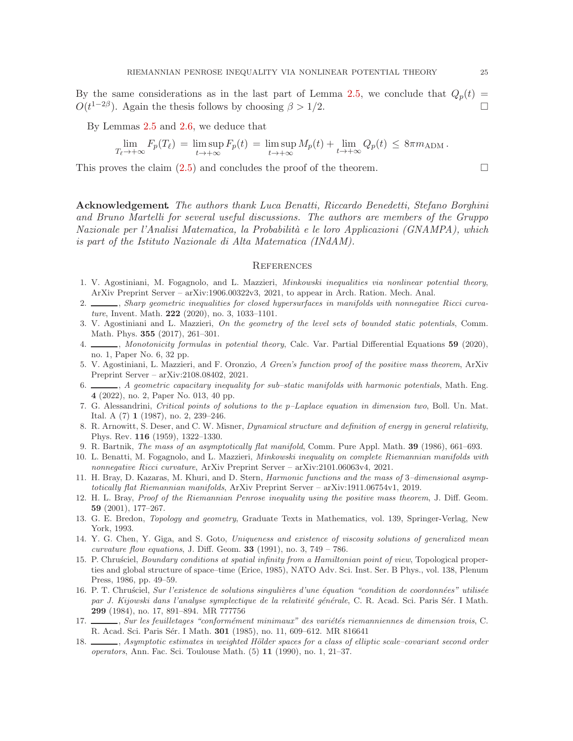By the same considerations as in the last part of Lemma 2.5, we conclude that $Q_p(t) = O(t^{1-2\beta})$. Again the thesis follows by choosing $\beta > 1/2$. □

By Lemmas 2.5 and 2.6, we deduce that

$$\lim_{T_\ell \to +\infty} F_p(T_\ell) \,=\, \limsup_{t\to+\infty} F_p(t) \,=\, \limsup_{t\to+\infty} M_p(t) + \lim_{t\to+\infty} Q_p(t) \,\leq\, 8\pi m_{\mathrm{ADM}}\,.$$

This proves the claim (2.5) and concludes the proof of the theorem. □

**Acknowledgement** *The authors thank Luca Benatti, Riccardo Benedetti, Stefano Borghini and Bruno Martelli for several useful discussions. The authors are members of the Gruppo Nazionale per l'Analisi Matematica, la Probabilità e le loro Applicazioni (GNAMPA), which is part of the Istituto Nazionale di Alta Matematica (INdAM).*

## References

1. V. Agostiniani, M. Fogagnolo, and L. Mazzieri, *Minkowski inequalities via nonlinear potential theory*, ArXiv Preprint Server – arXiv:1906.00322v3, 2021, to appear in Arch. Ration. Mech. Anal.
2. ______, *Sharp geometric inequalities for closed hypersurfaces in manifolds with nonnegative Ricci curvature*, Invent. Math. **222** (2020), no. 3, 1033–1101.
3. V. Agostiniani and L. Mazzieri, *On the geometry of the level sets of bounded static potentials*, Comm. Math. Phys. **355** (2017), 261–301.
4. ______, *Monotonicity formulas in potential theory*, Calc. Var. Partial Differential Equations **59** (2020), no. 1, Paper No. 6, 32 pp.
5. V. Agostiniani, L. Mazzieri, and F. Oronzio, *A Green's function proof of the positive mass theorem*, ArXiv Preprint Server – arXiv:2108.08402, 2021.
6. ______, *A geometric capacitary inequality for sub–static manifolds with harmonic potentials*, Math. Eng. **4** (2022), no. 2, Paper No. 013, 40 pp.
7. G. Alessandrini, *Critical points of solutions to the p–Laplace equation in dimension two*, Boll. Un. Mat. Ital. A (7) **1** (1987), no. 2, 239–246.
8. R. Arnowitt, S. Deser, and C. W. Misner, *Dynamical structure and definition of energy in general relativity*, Phys. Rev. **116** (1959), 1322–1330.
9. R. Bartnik, *The mass of an asymptotically flat manifold*, Comm. Pure Appl. Math. **39** (1986), 661–693.
10. L. Benatti, M. Fogagnolo, and L. Mazzieri, *Minkowski inequality on complete Riemannian manifolds with nonnegative Ricci curvature*, ArXiv Preprint Server – arXiv:2101.06063v4, 2021.
11. H. Bray, D. Kazaras, M. Khuri, and D. Stern, *Harmonic functions and the mass of 3–dimensional asymptotically flat Riemannian manifolds*, ArXiv Preprint Server – arXiv:1911.06754v1, 2019.
12. H. L. Bray, *Proof of the Riemannian Penrose inequality using the positive mass theorem*, J. Diff. Geom. **59** (2001), 177–267.
13. G. E. Bredon, *Topology and geometry*, Graduate Texts in Mathematics, vol. 139, Springer-Verlag, New York, 1993.
14. Y. G. Chen, Y. Giga, and S. Goto, *Uniqueness and existence of viscosity solutions of generalized mean curvature flow equations*, J. Diff. Geom. **33** (1991), no. 3, 749 – 786.
15. P. Chruściel, *Boundary conditions at spatial infinity from a Hamiltonian point of view*, Topological properties and global structure of space–time (Erice, 1985), NATO Adv. Sci. Inst. Ser. B Phys., vol. 138, Plenum Press, 1986, pp. 49–59.
16. P. T. Chruściel, *Sur l'existence de solutions singulières d'une équation "condition de coordonnées" utilisée par J. Kijowski dans l'analyse symplectique de la relativité générale*, C. R. Acad. Sci. Paris Sér. I Math. **299** (1984), no. 17, 891–894. MR 777756
17. ______, *Sur les feuilletages "conformément minimaux" des variétés riemanniennes de dimension trois*, C. R. Acad. Sci. Paris Sér. I Math. **301** (1985), no. 11, 609–612. MR 816641
18. ______, *Asymptotic estimates in weighted Hölder spaces for a class of elliptic scale–covariant second order operators*, Ann. Fac. Sci. Toulouse Math. (5) **11** (1990), no. 1, 21–37.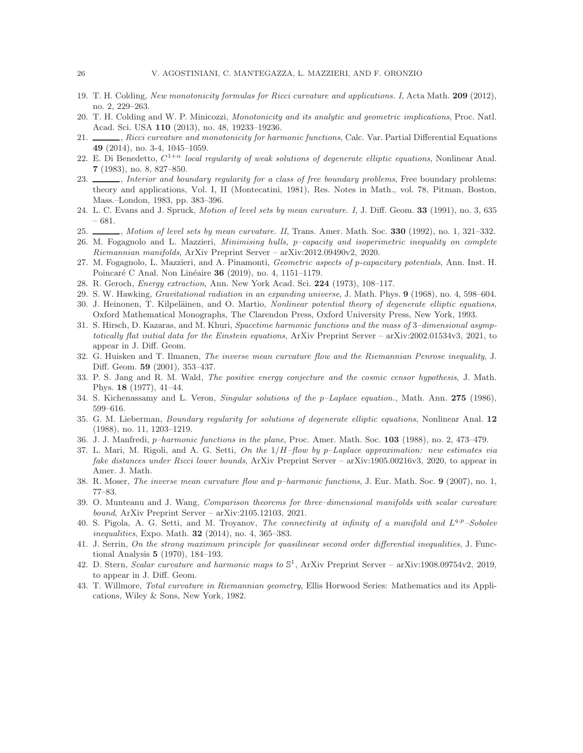19. T. H. Colding, *New monotonicity formulas for Ricci curvature and applications. I*, Acta Math. **209** (2012), no. 2, 229–263.
20. T. H. Colding and W. P. Minicozzi, *Monotonicity and its analytic and geometric implications*, Proc. Natl. Acad. Sci. USA **110** (2013), no. 48, 19233–19236.
21. ______, *Ricci curvature and monotonicity for harmonic functions*, Calc. Var. Partial Differential Equations **49** (2014), no. 3-4, 1045–1059.
22. E. Di Benedetto, $C^{1+\alpha}$ *local regularity of weak solutions of degenerate elliptic equations*, Nonlinear Anal. **7** (1983), no. 8, 827–850.
23. ______, *Interior and boundary regularity for a class of free boundary problems*, Free boundary problems: theory and applications, Vol. I, II (Montecatini, 1981), Res. Notes in Math., vol. 78, Pitman, Boston, Mass.–London, 1983, pp. 383–396.
24. L. C. Evans and J. Spruck, *Motion of level sets by mean curvature. I*, J. Diff. Geom. **33** (1991), no. 3, 635 – 681.
25. ______, *Motion of level sets by mean curvature. II*, Trans. Amer. Math. Soc. **330** (1992), no. 1, 321–332.
26. M. Fogagnolo and L. Mazzieri, *Minimising hulls, p–capacity and isoperimetric inequality on complete Riemannian manifolds*, ArXiv Preprint Server – arXiv:2012.09490v2, 2020.
27. M. Fogagnolo, L. Mazzieri, and A. Pinamonti, *Geometric aspects of p-capacitary potentials*, Ann. Inst. H. Poincaré C Anal. Non Linéaire **36** (2019), no. 4, 1151–1179.
28. R. Geroch, *Energy extraction*, Ann. New York Acad. Sci. **224** (1973), 108–117.
29. S. W. Hawking, *Gravitational radiation in an expanding universe*, J. Math. Phys. **9** (1968), no. 4, 598–604.
30. J. Heinonen, T. Kilpeläinen, and O. Martio, *Nonlinear potential theory of degenerate elliptic equations*, Oxford Mathematical Monographs, The Clarendon Press, Oxford University Press, New York, 1993.
31. S. Hirsch, D. Kazaras, and M. Khuri, *Spacetime harmonic functions and the mass of 3–dimensional asymptotically flat initial data for the Einstein equations*, ArXiv Preprint Server – arXiv:2002.01534v3, 2021, to appear in J. Diff. Geom.
32. G. Huisken and T. Ilmanen, *The inverse mean curvature flow and the Riemannian Penrose inequality*, J. Diff. Geom. **59** (2001), 353–437.
33. P. S. Jang and R. M. Wald, *The positive energy conjecture and the cosmic censor hypothesis*, J. Math. Phys. **18** (1977), 41–44.
34. S. Kichenassamy and L. Veron, *Singular solutions of the p–Laplace equation.*, Math. Ann. **275** (1986), 599–616.
35. G. M. Lieberman, *Boundary regularity for solutions of degenerate elliptic equations*, Nonlinear Anal. **12** (1988), no. 11, 1203–1219.
36. J. J. Manfredi, *p–harmonic functions in the plane*, Proc. Amer. Math. Soc. **103** (1988), no. 2, 473–479.
37. L. Mari, M. Rigoli, and A. G. Setti, *On the $1/H$–flow by p–Laplace approximation: new estimates via fake distances under Ricci lower bounds*, ArXiv Preprint Server – arXiv:1905.00216v3, 2020, to appear in Amer. J. Math.
38. R. Moser, *The inverse mean curvature flow and p–harmonic functions*, J. Eur. Math. Soc. **9** (2007), no. 1, 77–83.
39. O. Munteanu and J. Wang, *Comparison theorems for three–dimensional manifolds with scalar curvature bound*, ArXiv Preprint Server – arXiv:2105.12103, 2021.
40. S. Pigola, A. G. Setti, and M. Troyanov, *The connectivity at infinity of a manifold and $L^{q,p}$–Sobolev inequalities*, Expo. Math. **32** (2014), no. 4, 365–383.
41. J. Serrin, *On the strong maximum principle for quasilinear second order differential inequalities*, J. Functional Analysis **5** (1970), 184–193.
42. D. Stern, *Scalar curvature and harmonic maps to $\mathbb{S}^1$*, ArXiv Preprint Server – arXiv:1908.09754v2, 2019, to appear in J. Diff. Geom.
43. T. Willmore, *Total curvature in Riemannian geometry*, Ellis Horwood Series: Mathematics and its Applications, Wiley & Sons, New York, 1982.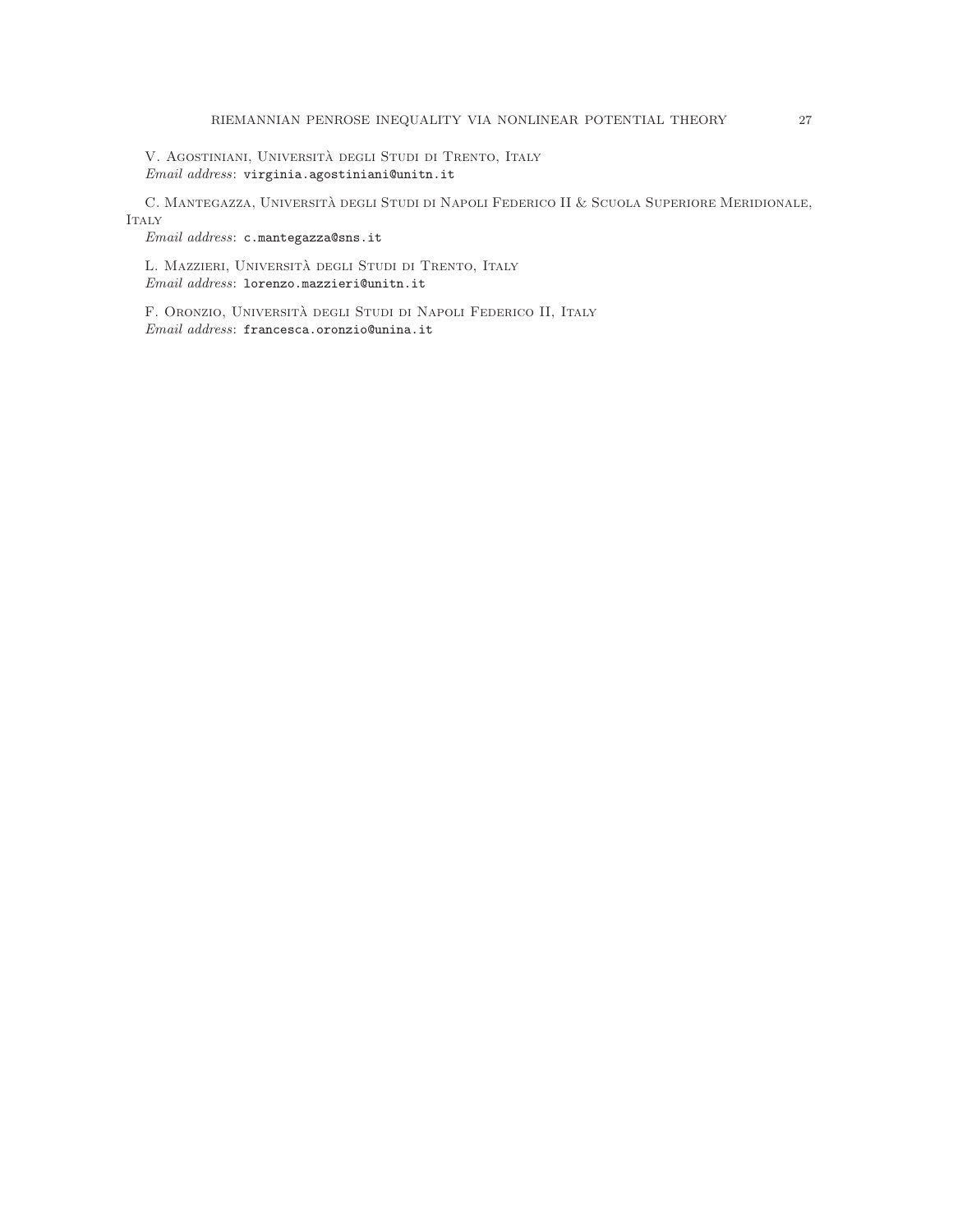V. Agostiniani, Università degli Studi di Trento, Italy
*Email address*: virginia.agostiniani@unitn.it

C. Mantegazza, Università degli Studi di Napoli Federico II & Scuola Superiore Meridionale, Italy
*Email address*: c.mantegazza@sns.it

L. Mazzieri, Università degli Studi di Trento, Italy
*Email address*: lorenzo.mazzieri@unitn.it

F. Oronzio, Università degli Studi di Napoli Federico II, Italy
*Email address*: francesca.oronzio@unina.it